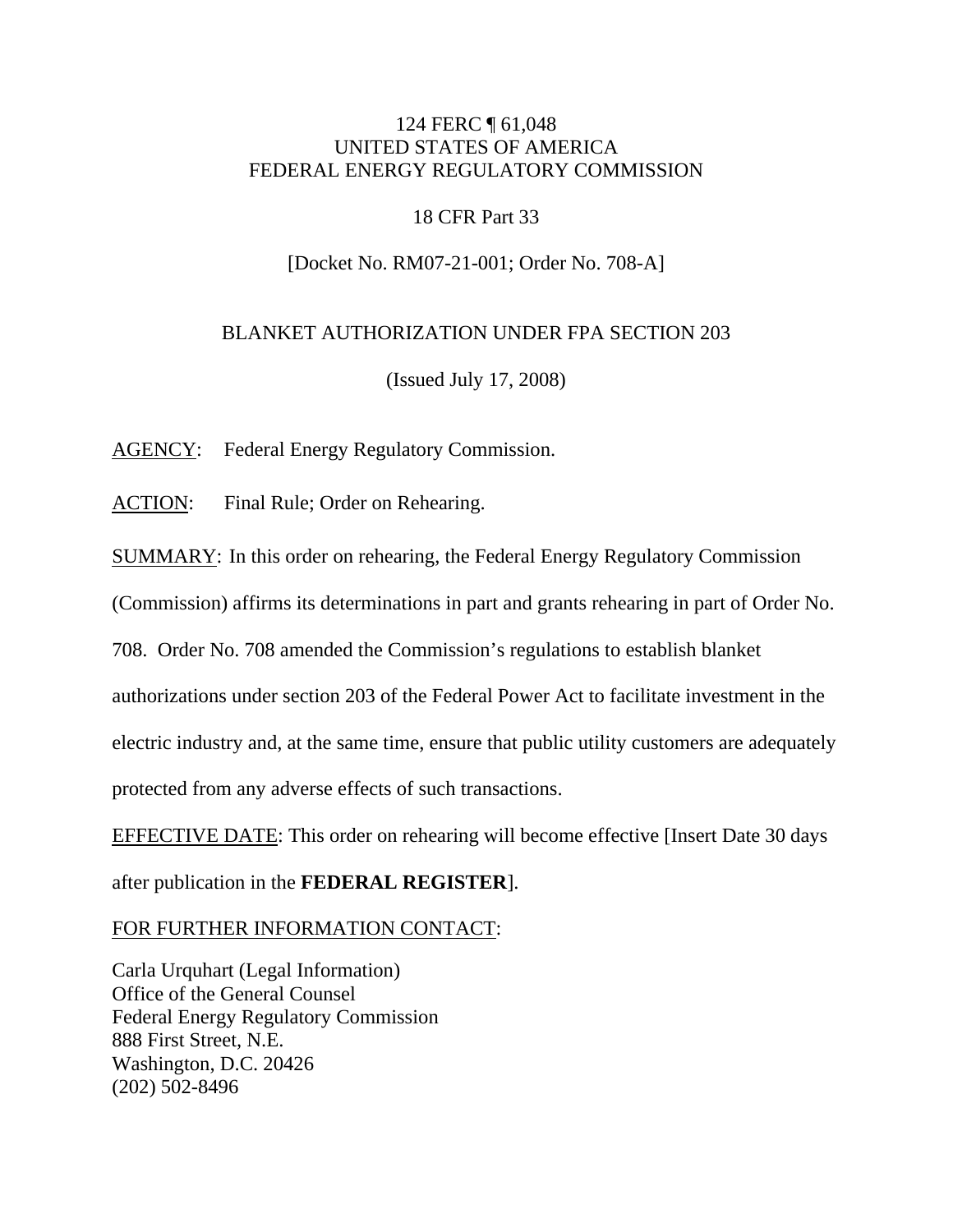124 FERC ¶ 61,048
UNITED STATES OF AMERICA
FEDERAL ENERGY REGULATORY COMMISSION

18 CFR Part 33

[Docket No. RM07-21-001; Order No. 708-A]

BLANKET AUTHORIZATION UNDER FPA SECTION 203

(Issued July 17, 2008)

AGENCY: Federal Energy Regulatory Commission.

ACTION: Final Rule; Order on Rehearing.

SUMMARY: In this order on rehearing, the Federal Energy Regulatory Commission (Commission) affirms its determinations in part and grants rehearing in part of Order No. 708. Order No. 708 amended the Commission's regulations to establish blanket authorizations under section 203 of the Federal Power Act to facilitate investment in the electric industry and, at the same time, ensure that public utility customers are adequately protected from any adverse effects of such transactions.

EFFECTIVE DATE: This order on rehearing will become effective [Insert Date 30 days after publication in the **FEDERAL REGISTER**].

FOR FURTHER INFORMATION CONTACT:

Carla Urquhart (Legal Information)
Office of the General Counsel
Federal Energy Regulatory Commission
888 First Street, N.E.
Washington, D.C. 20426
(202) 502-8496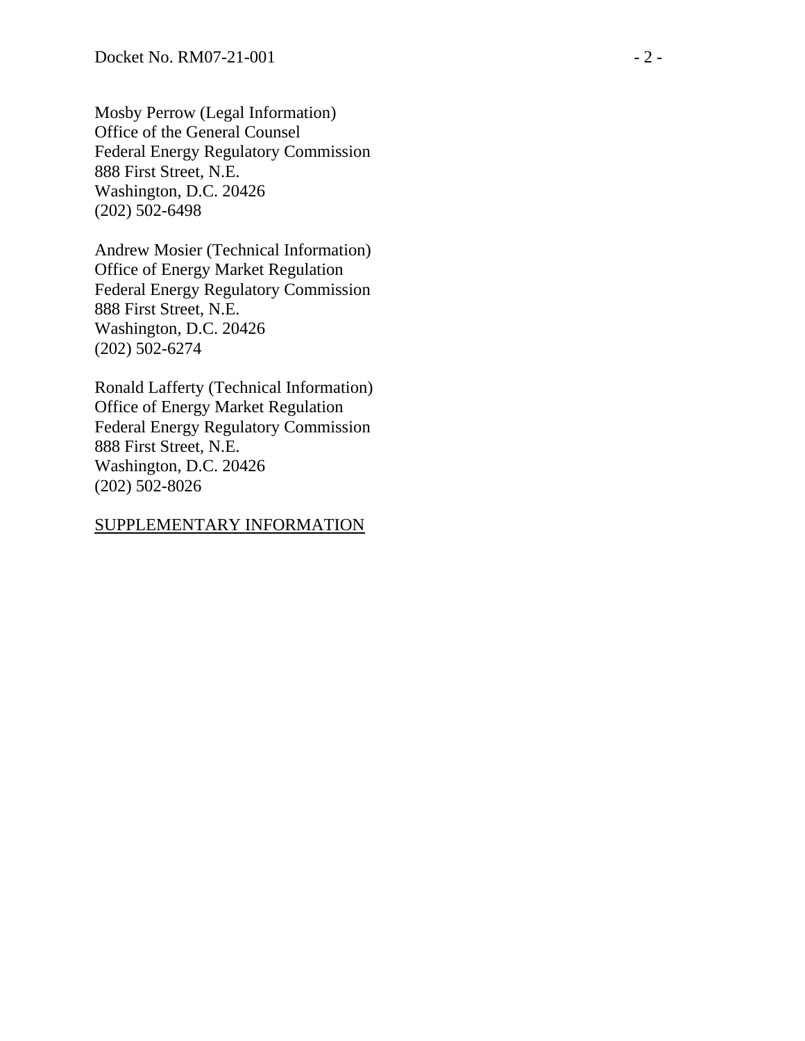Mosby Perrow (Legal Information)
Office of the General Counsel
Federal Energy Regulatory Commission
888 First Street, N.E.
Washington, D.C. 20426
(202) 502-6498

Andrew Mosier (Technical Information)
Office of Energy Market Regulation
Federal Energy Regulatory Commission
888 First Street, N.E.
Washington, D.C. 20426
(202) 502-6274

Ronald Lafferty (Technical Information)
Office of Energy Market Regulation
Federal Energy Regulatory Commission
888 First Street, N.E.
Washington, D.C. 20426
(202) 502-8026

SUPPLEMENTARY INFORMATION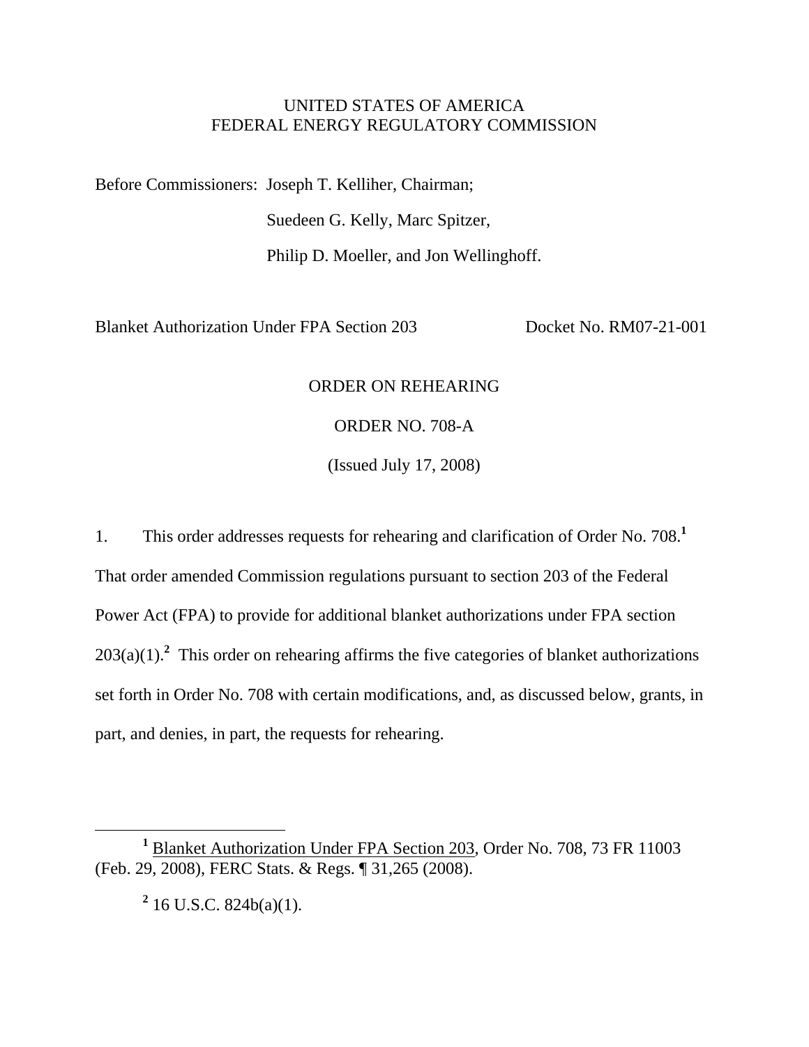UNITED STATES OF AMERICA
FEDERAL ENERGY REGULATORY COMMISSION

Before Commissioners: Joseph T. Kelliher, Chairman;
Suedeen G. Kelly, Marc Spitzer,
Philip D. Moeller, and Jon Wellinghoff.

Blanket Authorization Under FPA Section 203 Docket No. RM07-21-001

ORDER ON REHEARING

ORDER NO. 708-A

(Issued July 17, 2008)

1. This order addresses requests for rehearing and clarification of Order No. 708.[1] That order amended Commission regulations pursuant to section 203 of the Federal Power Act (FPA) to provide for additional blanket authorizations under FPA section 203(a)(1).[2] This order on rehearing affirms the five categories of blanket authorizations set forth in Order No. 708 with certain modifications, and, as discussed below, grants, in part, and denies, in part, the requests for rehearing.

---

[1] Blanket Authorization Under FPA Section 203, Order No. 708, 73 FR 11003 (Feb. 29, 2008), FERC Stats. & Regs. ¶ 31,265 (2008).

[2] 16 U.S.C. 824b(a)(1).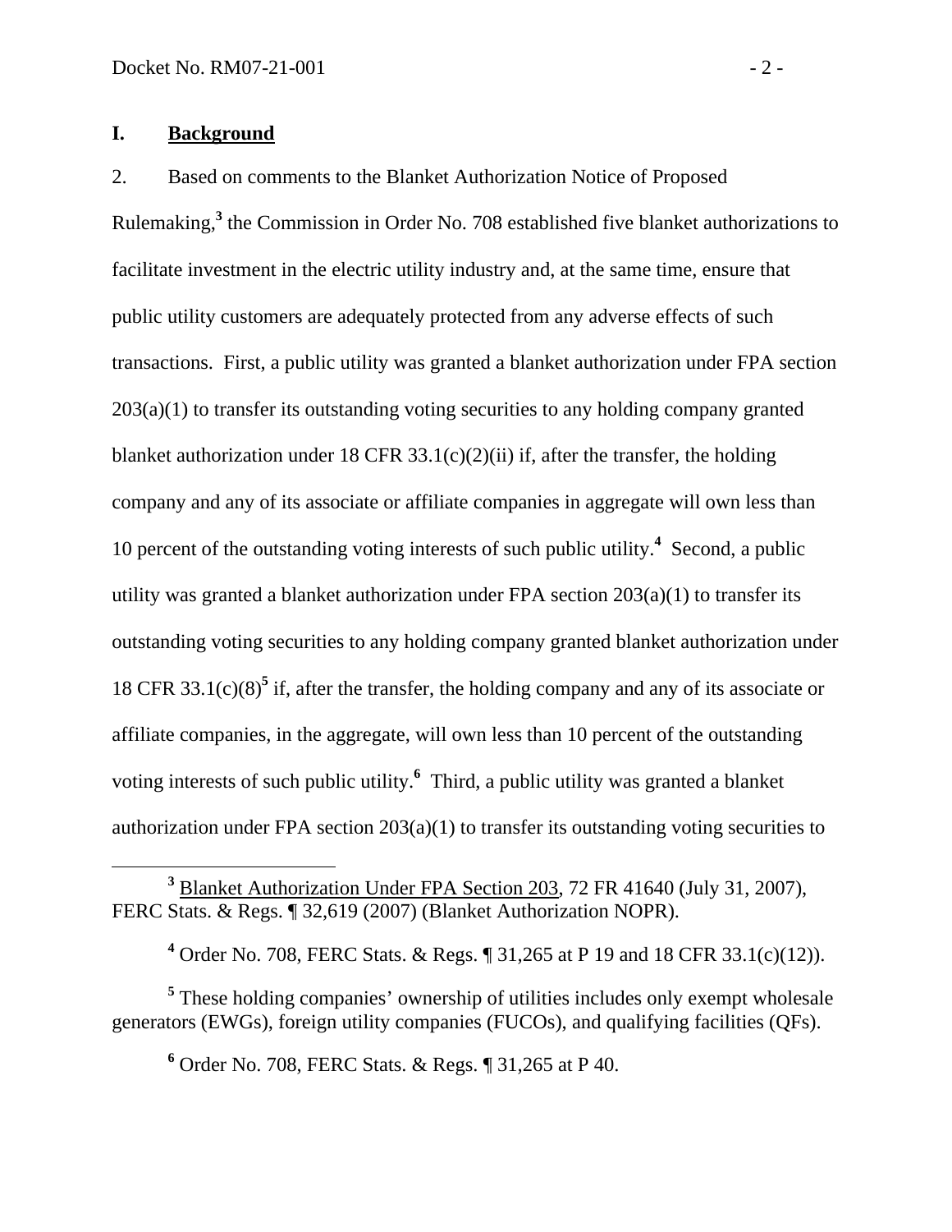## I. Background

2. Based on comments to the Blanket Authorization Notice of Proposed Rulemaking,[3] the Commission in Order No. 708 established five blanket authorizations to facilitate investment in the electric utility industry and, at the same time, ensure that public utility customers are adequately protected from any adverse effects of such transactions. First, a public utility was granted a blanket authorization under FPA section 203(a)(1) to transfer its outstanding voting securities to any holding company granted blanket authorization under 18 CFR 33.1(c)(2)(ii) if, after the transfer, the holding company and any of its associate or affiliate companies in aggregate will own less than 10 percent of the outstanding voting interests of such public utility.[4] Second, a public utility was granted a blanket authorization under FPA section 203(a)(1) to transfer its outstanding voting securities to any holding company granted blanket authorization under 18 CFR 33.1(c)(8)[5] if, after the transfer, the holding company and any of its associate or affiliate companies, in the aggregate, will own less than 10 percent of the outstanding voting interests of such public utility.[6] Third, a public utility was granted a blanket authorization under FPA section 203(a)(1) to transfer its outstanding voting securities to

---

[3] Blanket Authorization Under FPA Section 203, 72 FR 41640 (July 31, 2007), FERC Stats. & Regs. ¶ 32,619 (2007) (Blanket Authorization NOPR).

[4] Order No. 708, FERC Stats. & Regs. ¶ 31,265 at P 19 and 18 CFR 33.1(c)(12)).

[5] These holding companies' ownership of utilities includes only exempt wholesale generators (EWGs), foreign utility companies (FUCOs), and qualifying facilities (QFs).

[6] Order No. 708, FERC Stats. & Regs. ¶ 31,265 at P 40.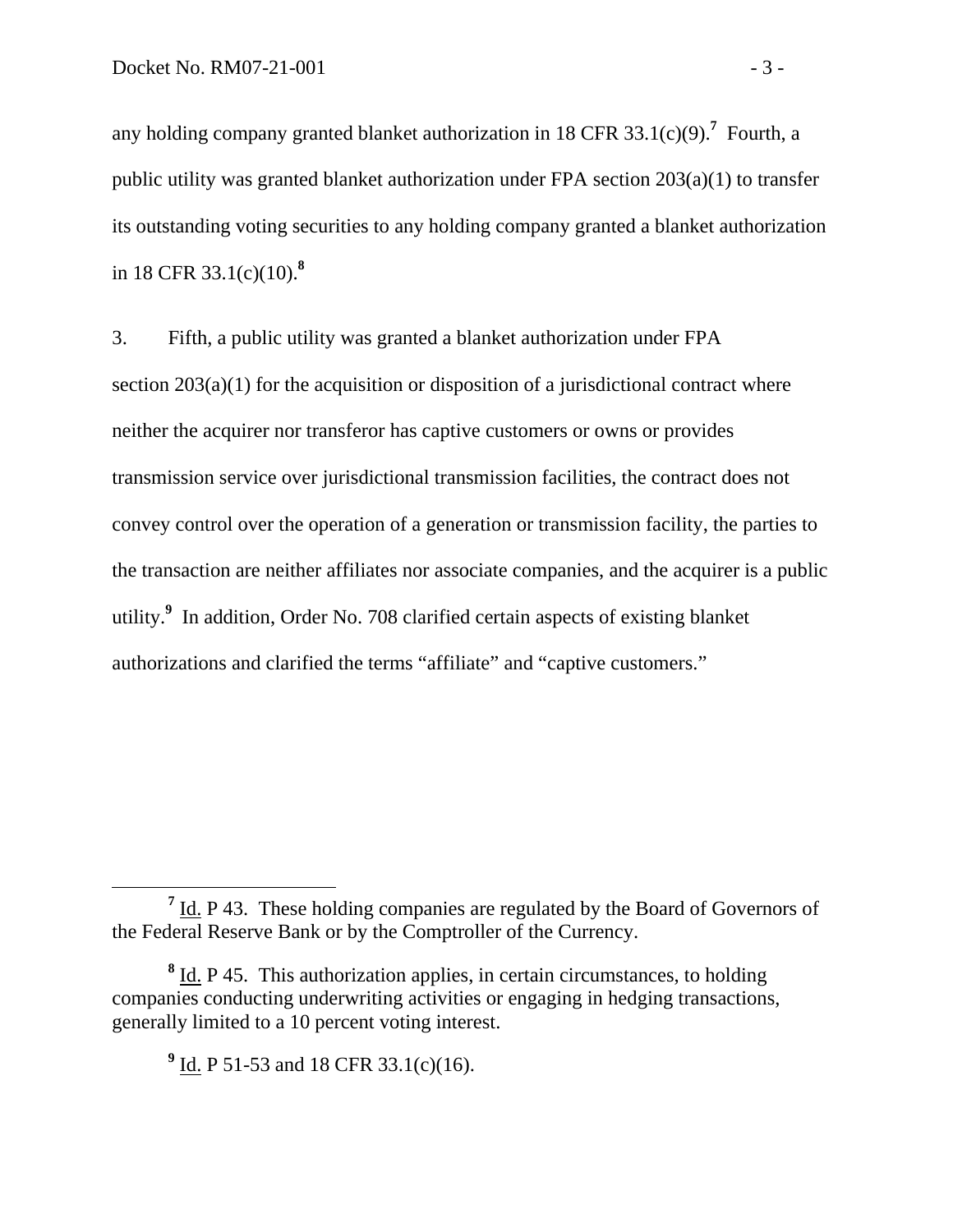any holding company granted blanket authorization in 18 CFR 33.1(c)(9).[7] Fourth, a public utility was granted blanket authorization under FPA section 203(a)(1) to transfer its outstanding voting securities to any holding company granted a blanket authorization in 18 CFR 33.1(c)(10).[8]

3. Fifth, a public utility was granted a blanket authorization under FPA section 203(a)(1) for the acquisition or disposition of a jurisdictional contract where neither the acquirer nor transferor has captive customers or owns or provides transmission service over jurisdictional transmission facilities, the contract does not convey control over the operation of a generation or transmission facility, the parties to the transaction are neither affiliates nor associate companies, and the acquirer is a public utility.[9] In addition, Order No. 708 clarified certain aspects of existing blanket authorizations and clarified the terms "affiliate" and "captive customers."

---

[7] Id. P 43. These holding companies are regulated by the Board of Governors of the Federal Reserve Bank or by the Comptroller of the Currency.

[8] Id. P 45. This authorization applies, in certain circumstances, to holding companies conducting underwriting activities or engaging in hedging transactions, generally limited to a 10 percent voting interest.

[9] Id. P 51-53 and 18 CFR 33.1(c)(16).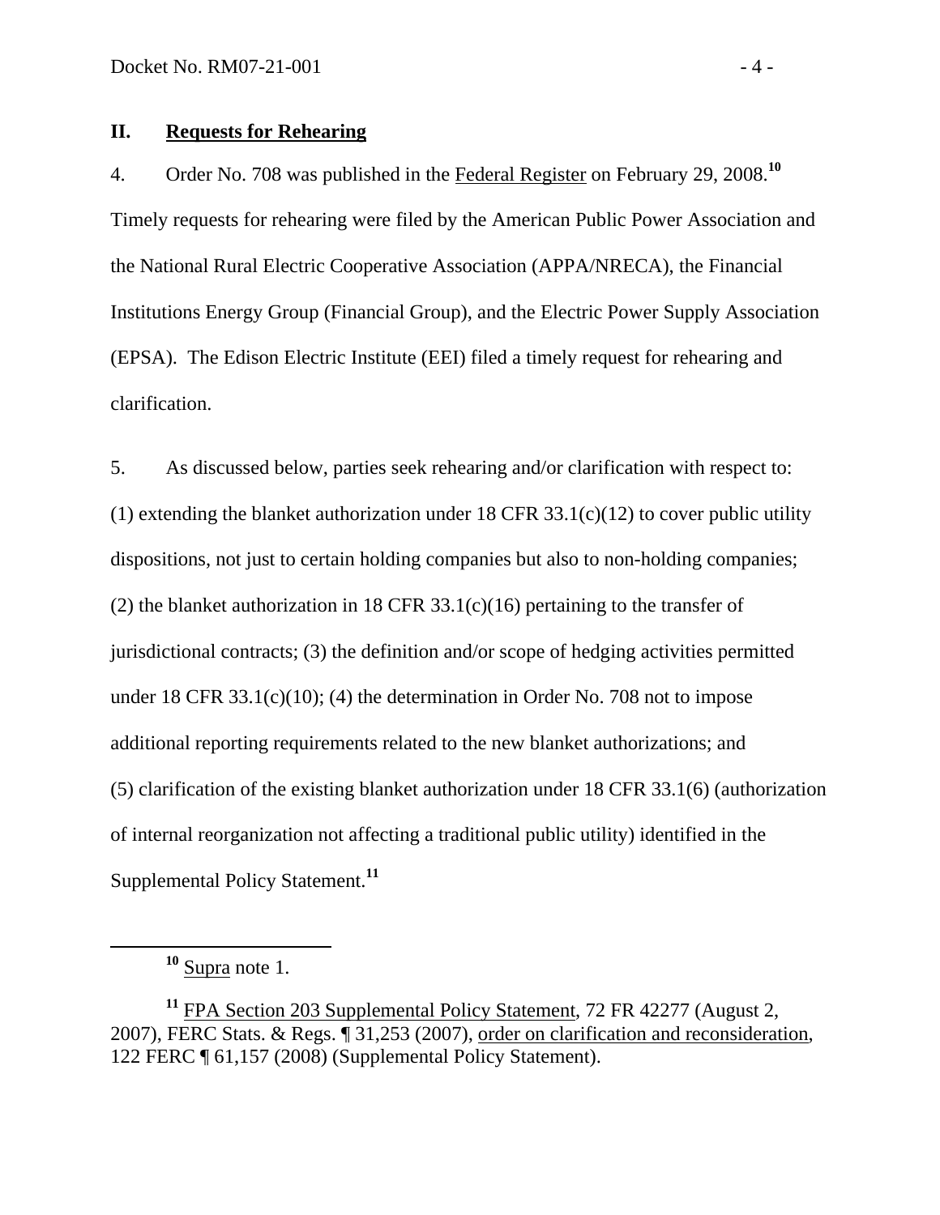## II. Requests for Rehearing

4. Order No. 708 was published in the Federal Register on February 29, 2008.[10] Timely requests for rehearing were filed by the American Public Power Association and the National Rural Electric Cooperative Association (APPA/NRECA), the Financial Institutions Energy Group (Financial Group), and the Electric Power Supply Association (EPSA). The Edison Electric Institute (EEI) filed a timely request for rehearing and clarification.

5. As discussed below, parties seek rehearing and/or clarification with respect to: (1) extending the blanket authorization under 18 CFR 33.1(c)(12) to cover public utility dispositions, not just to certain holding companies but also to non-holding companies; (2) the blanket authorization in 18 CFR 33.1(c)(16) pertaining to the transfer of jurisdictional contracts; (3) the definition and/or scope of hedging activities permitted under 18 CFR 33.1(c)(10); (4) the determination in Order No. 708 not to impose additional reporting requirements related to the new blanket authorizations; and (5) clarification of the existing blanket authorization under 18 CFR 33.1(6) (authorization of internal reorganization not affecting a traditional public utility) identified in the Supplemental Policy Statement.[11]

---

[10] Supra note 1.

[11] FPA Section 203 Supplemental Policy Statement, 72 FR 42277 (August 2, 2007), FERC Stats. & Regs. ¶ 31,253 (2007), order on clarification and reconsideration, 122 FERC ¶ 61,157 (2008) (Supplemental Policy Statement).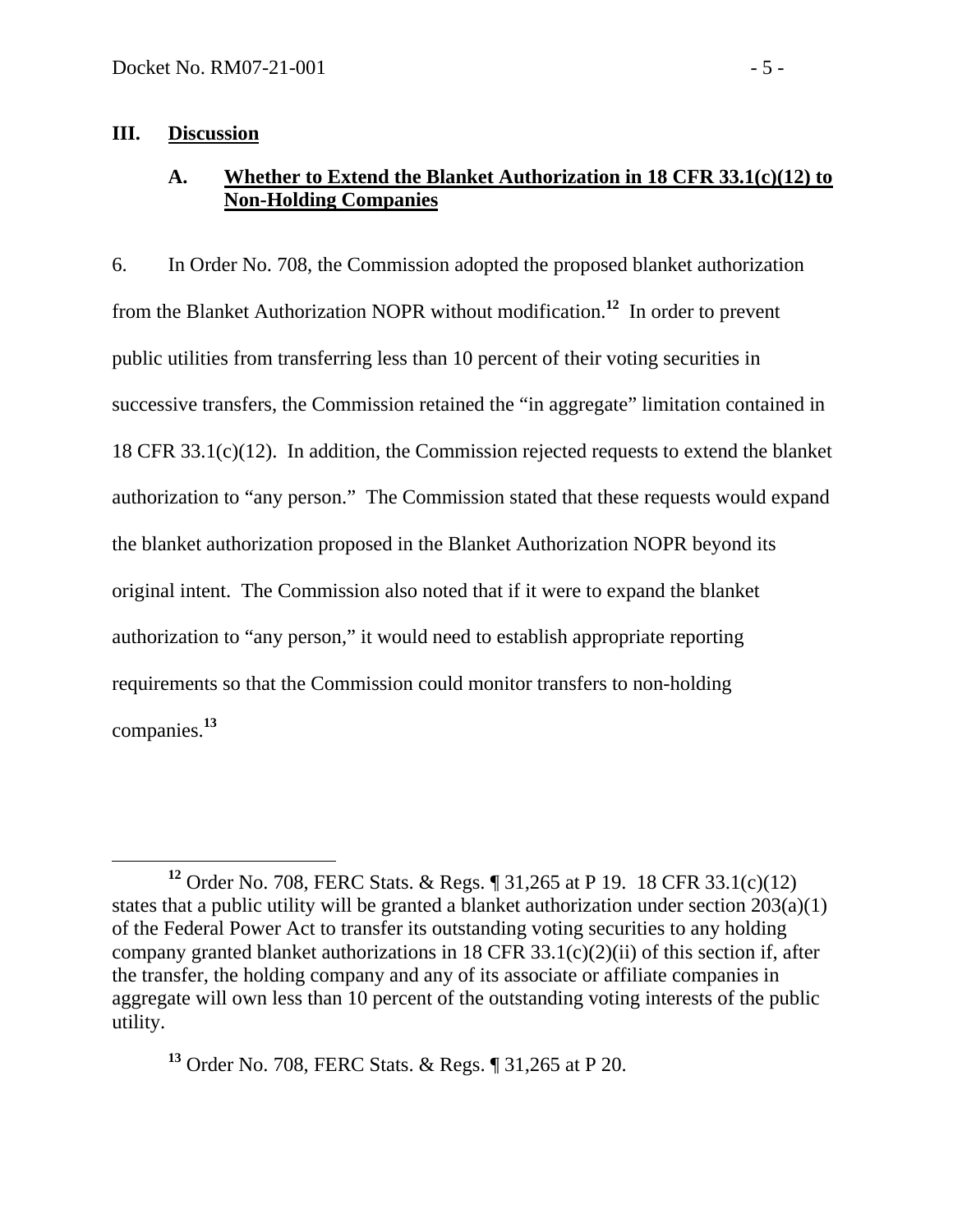## III. Discussion

### A. Whether to Extend the Blanket Authorization in 18 CFR 33.1(c)(12) to Non-Holding Companies

6. In Order No. 708, the Commission adopted the proposed blanket authorization from the Blanket Authorization NOPR without modification.[12] In order to prevent public utilities from transferring less than 10 percent of their voting securities in successive transfers, the Commission retained the "in aggregate" limitation contained in 18 CFR 33.1(c)(12). In addition, the Commission rejected requests to extend the blanket authorization to "any person." The Commission stated that these requests would expand the blanket authorization proposed in the Blanket Authorization NOPR beyond its original intent. The Commission also noted that if it were to expand the blanket authorization to "any person," it would need to establish appropriate reporting requirements so that the Commission could monitor transfers to non-holding companies.[13]

---

[12] Order No. 708, FERC Stats. & Regs. ¶ 31,265 at P 19. 18 CFR 33.1(c)(12) states that a public utility will be granted a blanket authorization under section 203(a)(1) of the Federal Power Act to transfer its outstanding voting securities to any holding company granted blanket authorizations in 18 CFR 33.1(c)(2)(ii) of this section if, after the transfer, the holding company and any of its associate or affiliate companies in aggregate will own less than 10 percent of the outstanding voting interests of the public utility.

[13] Order No. 708, FERC Stats. & Regs. ¶ 31,265 at P 20.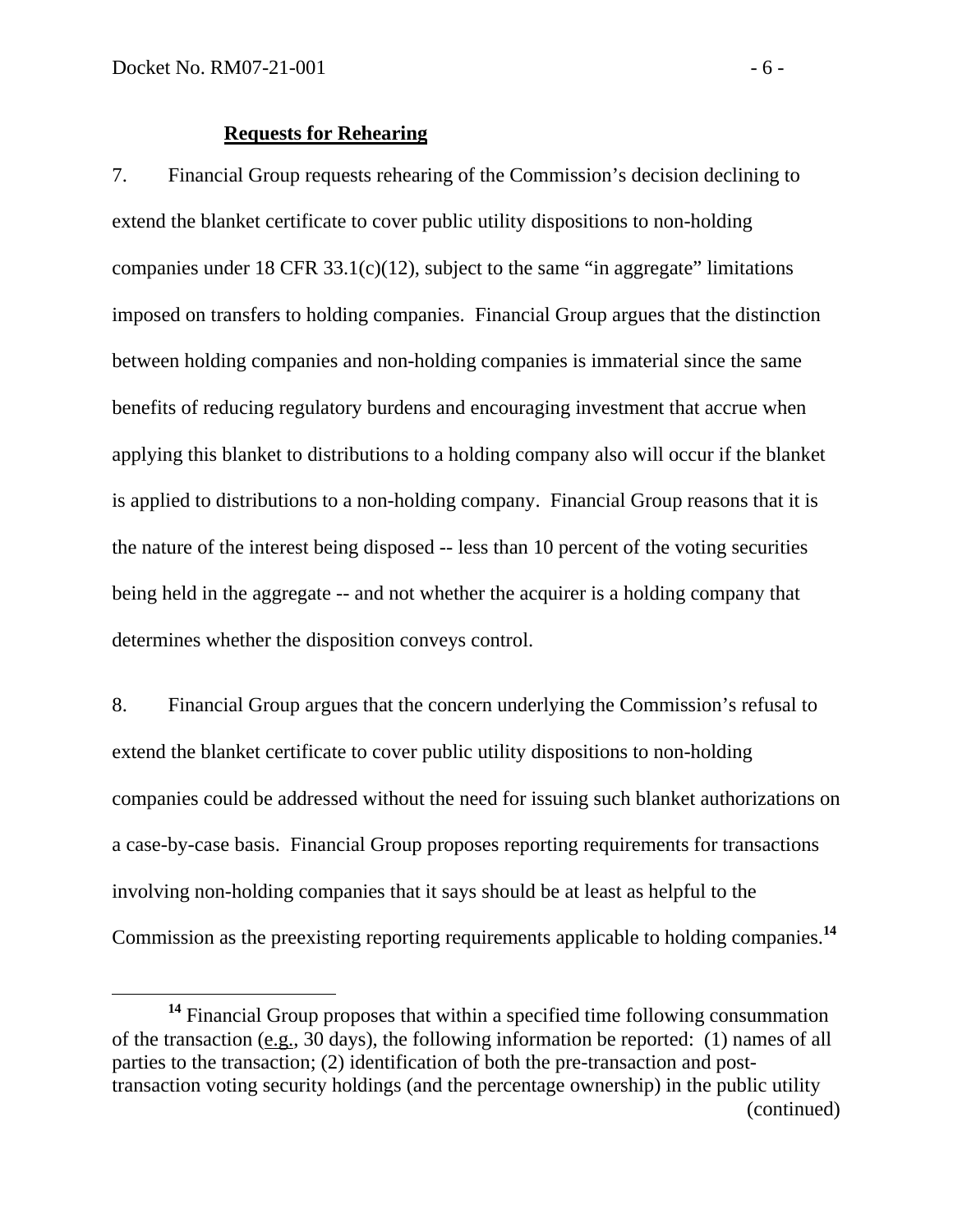**Requests for Rehearing**

7. Financial Group requests rehearing of the Commission's decision declining to extend the blanket certificate to cover public utility dispositions to non-holding companies under 18 CFR 33.1(c)(12), subject to the same "in aggregate" limitations imposed on transfers to holding companies. Financial Group argues that the distinction between holding companies and non-holding companies is immaterial since the same benefits of reducing regulatory burdens and encouraging investment that accrue when applying this blanket to distributions to a holding company also will occur if the blanket is applied to distributions to a non-holding company. Financial Group reasons that it is the nature of the interest being disposed -- less than 10 percent of the voting securities being held in the aggregate -- and not whether the acquirer is a holding company that determines whether the disposition conveys control.

8. Financial Group argues that the concern underlying the Commission's refusal to extend the blanket certificate to cover public utility dispositions to non-holding companies could be addressed without the need for issuing such blanket authorizations on a case-by-case basis. Financial Group proposes reporting requirements for transactions involving non-holding companies that it says should be at least as helpful to the Commission as the preexisting reporting requirements applicable to holding companies.[14]

[14] Financial Group proposes that within a specified time following consummation of the transaction (e.g., 30 days), the following information be reported: (1) names of all parties to the transaction; (2) identification of both the pre-transaction and post-transaction voting security holdings (and the percentage ownership) in the public utility (continued)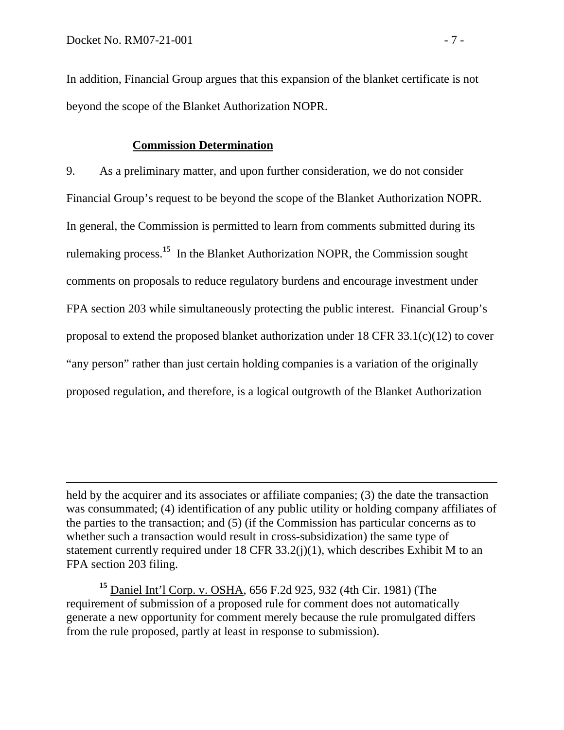In addition, Financial Group argues that this expansion of the blanket certificate is not beyond the scope of the Blanket Authorization NOPR.

**Commission Determination**

9. As a preliminary matter, and upon further consideration, we do not consider Financial Group's request to be beyond the scope of the Blanket Authorization NOPR. In general, the Commission is permitted to learn from comments submitted during its rulemaking process.[15] In the Blanket Authorization NOPR, the Commission sought comments on proposals to reduce regulatory burdens and encourage investment under FPA section 203 while simultaneously protecting the public interest. Financial Group's proposal to extend the proposed blanket authorization under 18 CFR 33.1(c)(12) to cover "any person" rather than just certain holding companies is a variation of the originally proposed regulation, and therefore, is a logical outgrowth of the Blanket Authorization

---

held by the acquirer and its associates or affiliate companies; (3) the date the transaction was consummated; (4) identification of any public utility or holding company affiliates of the parties to the transaction; and (5) (if the Commission has particular concerns as to whether such a transaction would result in cross-subsidization) the same type of statement currently required under 18 CFR 33.2(j)(1), which describes Exhibit M to an FPA section 203 filing.

[15] Daniel Int'l Corp. v. OSHA, 656 F.2d 925, 932 (4th Cir. 1981) (The requirement of submission of a proposed rule for comment does not automatically generate a new opportunity for comment merely because the rule promulgated differs from the rule proposed, partly at least in response to submission).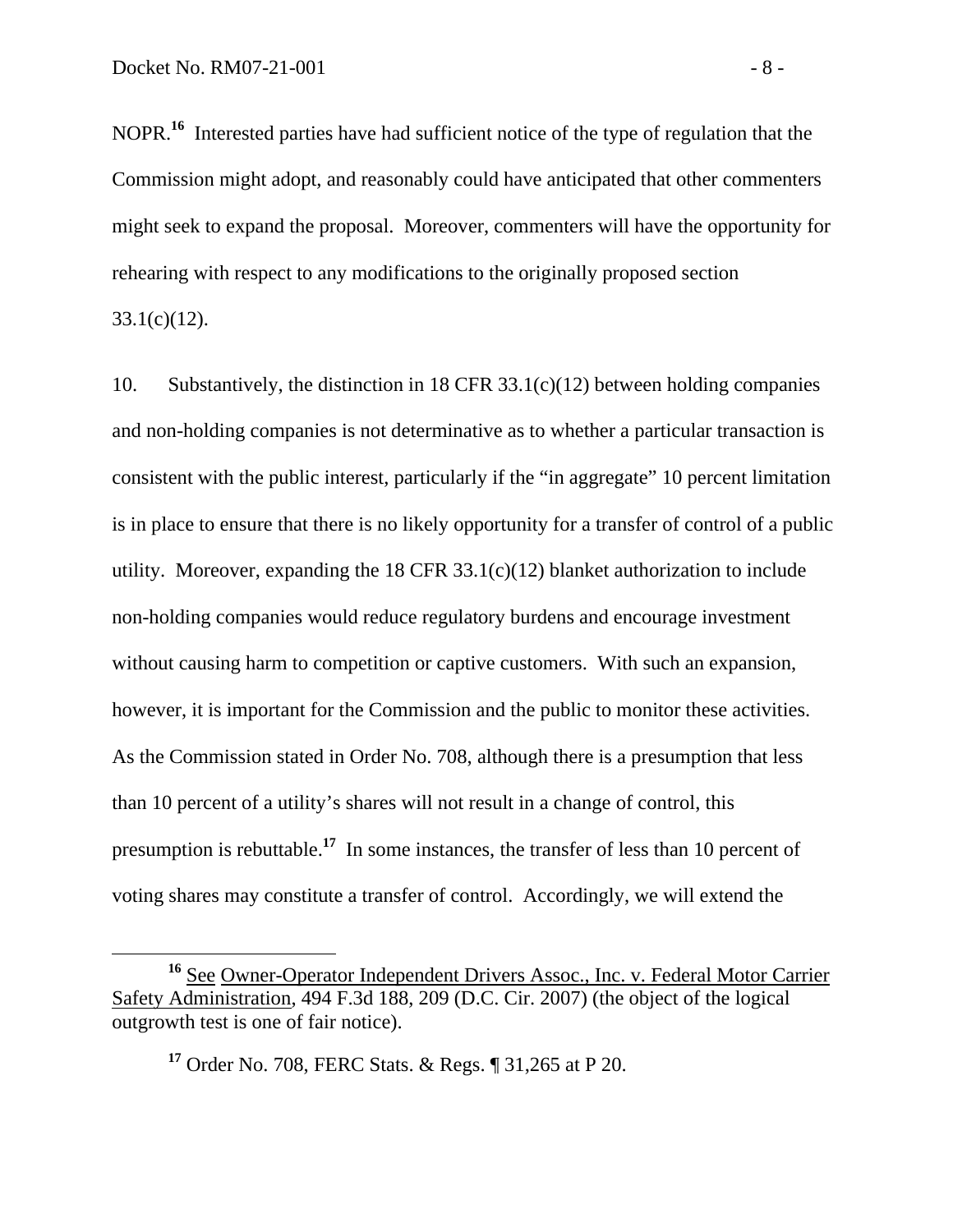NOPR.[16] Interested parties have had sufficient notice of the type of regulation that the Commission might adopt, and reasonably could have anticipated that other commenters might seek to expand the proposal. Moreover, commenters will have the opportunity for rehearing with respect to any modifications to the originally proposed section 33.1(c)(12).

10. Substantively, the distinction in 18 CFR 33.1(c)(12) between holding companies and non-holding companies is not determinative as to whether a particular transaction is consistent with the public interest, particularly if the "in aggregate" 10 percent limitation is in place to ensure that there is no likely opportunity for a transfer of control of a public utility. Moreover, expanding the 18 CFR 33.1(c)(12) blanket authorization to include non-holding companies would reduce regulatory burdens and encourage investment without causing harm to competition or captive customers. With such an expansion, however, it is important for the Commission and the public to monitor these activities. As the Commission stated in Order No. 708, although there is a presumption that less than 10 percent of a utility's shares will not result in a change of control, this presumption is rebuttable.[17] In some instances, the transfer of less than 10 percent of voting shares may constitute a transfer of control. Accordingly, we will extend the

---

[16] See Owner-Operator Independent Drivers Assoc., Inc. v. Federal Motor Carrier Safety Administration, 494 F.3d 188, 209 (D.C. Cir. 2007) (the object of the logical outgrowth test is one of fair notice).

[17] Order No. 708, FERC Stats. & Regs. ¶ 31,265 at P 20.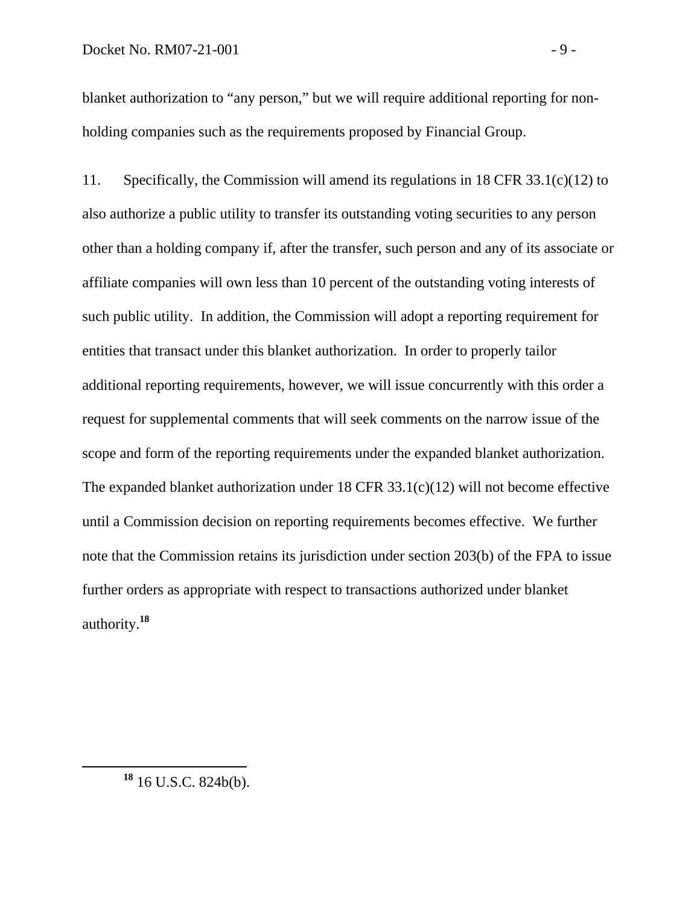blanket authorization to "any person," but we will require additional reporting for non-holding companies such as the requirements proposed by Financial Group.

11. Specifically, the Commission will amend its regulations in 18 CFR 33.1(c)(12) to also authorize a public utility to transfer its outstanding voting securities to any person other than a holding company if, after the transfer, such person and any of its associate or affiliate companies will own less than 10 percent of the outstanding voting interests of such public utility. In addition, the Commission will adopt a reporting requirement for entities that transact under this blanket authorization. In order to properly tailor additional reporting requirements, however, we will issue concurrently with this order a request for supplemental comments that will seek comments on the narrow issue of the scope and form of the reporting requirements under the expanded blanket authorization. The expanded blanket authorization under 18 CFR 33.1(c)(12) will not become effective until a Commission decision on reporting requirements becomes effective. We further note that the Commission retains its jurisdiction under section 203(b) of the FPA to issue further orders as appropriate with respect to transactions authorized under blanket authority.[18]

[18] 16 U.S.C. 824b(b).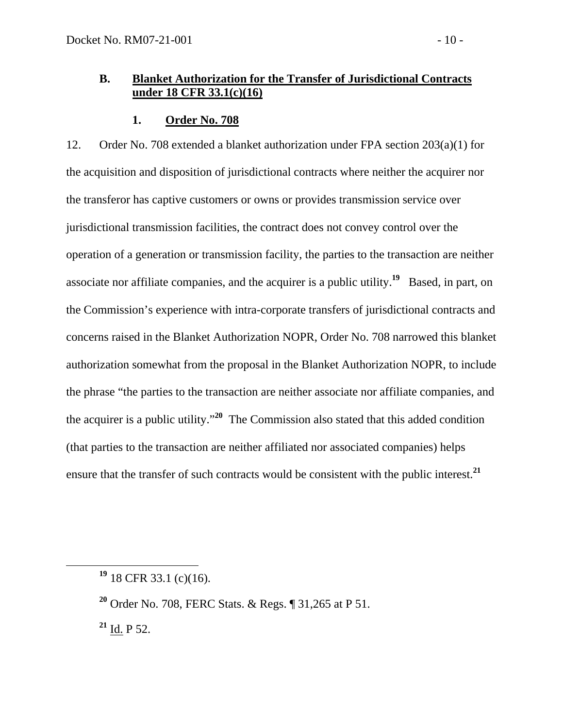### B. Blanket Authorization for the Transfer of Jurisdictional Contracts under 18 CFR 33.1(c)(16)

#### 1. Order No. 708

12. Order No. 708 extended a blanket authorization under FPA section 203(a)(1) for the acquisition and disposition of jurisdictional contracts where neither the acquirer nor the transferor has captive customers or owns or provides transmission service over jurisdictional transmission facilities, the contract does not convey control over the operation of a generation or transmission facility, the parties to the transaction are neither associate nor affiliate companies, and the acquirer is a public utility.[19] Based, in part, on the Commission's experience with intra-corporate transfers of jurisdictional contracts and concerns raised in the Blanket Authorization NOPR, Order No. 708 narrowed this blanket authorization somewhat from the proposal in the Blanket Authorization NOPR, to include the phrase "the parties to the transaction are neither associate nor affiliate companies, and the acquirer is a public utility."[20] The Commission also stated that this added condition (that parties to the transaction are neither affiliated nor associated companies) helps ensure that the transfer of such contracts would be consistent with the public interest.[21]

---

[19] 18 CFR 33.1 (c)(16).

[20] Order No. 708, FERC Stats. & Regs. ¶ 31,265 at P 51.

[21] Id. P 52.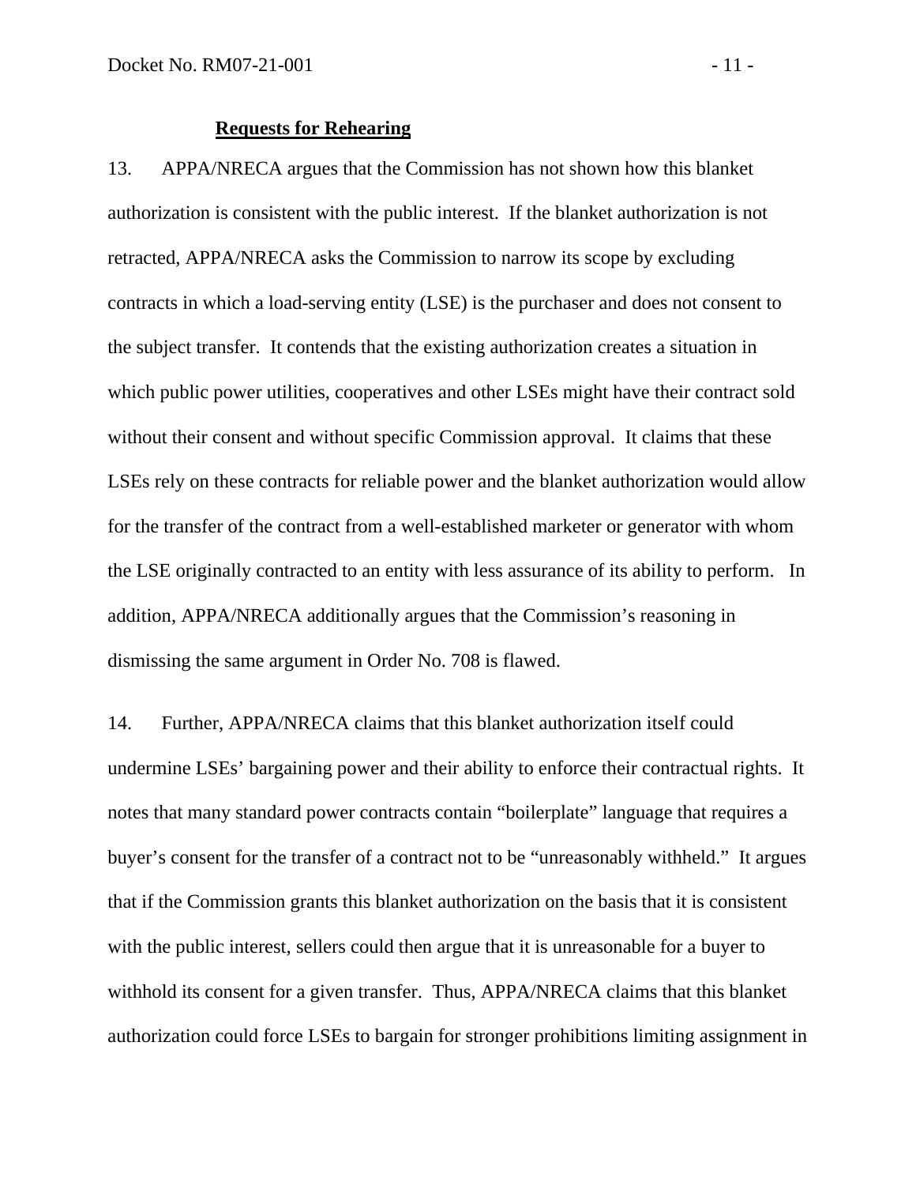## Requests for Rehearing

13. APPA/NRECA argues that the Commission has not shown how this blanket authorization is consistent with the public interest. If the blanket authorization is not retracted, APPA/NRECA asks the Commission to narrow its scope by excluding contracts in which a load-serving entity (LSE) is the purchaser and does not consent to the subject transfer. It contends that the existing authorization creates a situation in which public power utilities, cooperatives and other LSEs might have their contract sold without their consent and without specific Commission approval. It claims that these LSEs rely on these contracts for reliable power and the blanket authorization would allow for the transfer of the contract from a well-established marketer or generator with whom the LSE originally contracted to an entity with less assurance of its ability to perform. In addition, APPA/NRECA additionally argues that the Commission's reasoning in dismissing the same argument in Order No. 708 is flawed.

14. Further, APPA/NRECA claims that this blanket authorization itself could undermine LSEs' bargaining power and their ability to enforce their contractual rights. It notes that many standard power contracts contain "boilerplate" language that requires a buyer's consent for the transfer of a contract not to be "unreasonably withheld." It argues that if the Commission grants this blanket authorization on the basis that it is consistent with the public interest, sellers could then argue that it is unreasonable for a buyer to withhold its consent for a given transfer. Thus, APPA/NRECA claims that this blanket authorization could force LSEs to bargain for stronger prohibitions limiting assignment in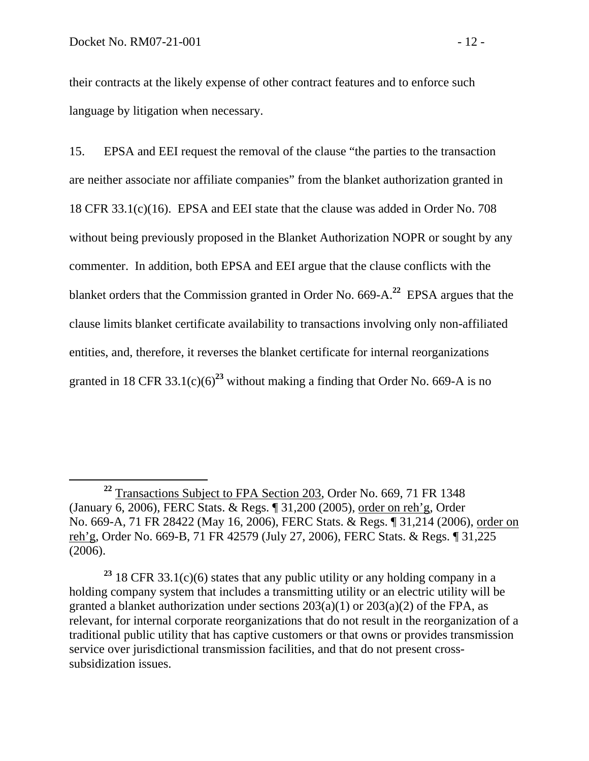their contracts at the likely expense of other contract features and to enforce such language by litigation when necessary.

15. EPSA and EEI request the removal of the clause "the parties to the transaction are neither associate nor affiliate companies" from the blanket authorization granted in 18 CFR 33.1(c)(16). EPSA and EEI state that the clause was added in Order No. 708 without being previously proposed in the Blanket Authorization NOPR or sought by any commenter. In addition, both EPSA and EEI argue that the clause conflicts with the blanket orders that the Commission granted in Order No. 669-A.[22] EPSA argues that the clause limits blanket certificate availability to transactions involving only non-affiliated entities, and, therefore, it reverses the blanket certificate for internal reorganizations granted in 18 CFR 33.1(c)(6)[23] without making a finding that Order No. 669-A is no

---

[22] Transactions Subject to FPA Section 203, Order No. 669, 71 FR 1348 (January 6, 2006), FERC Stats. & Regs. ¶ 31,200 (2005), order on reh'g, Order No. 669-A, 71 FR 28422 (May 16, 2006), FERC Stats. & Regs. ¶ 31,214 (2006), order on reh'g, Order No. 669-B, 71 FR 42579 (July 27, 2006), FERC Stats. & Regs. ¶ 31,225 (2006).

[23] 18 CFR 33.1(c)(6) states that any public utility or any holding company in a holding company system that includes a transmitting utility or an electric utility will be granted a blanket authorization under sections 203(a)(1) or 203(a)(2) of the FPA, as relevant, for internal corporate reorganizations that do not result in the reorganization of a traditional public utility that has captive customers or that owns or provides transmission service over jurisdictional transmission facilities, and that do not present cross-subsidization issues.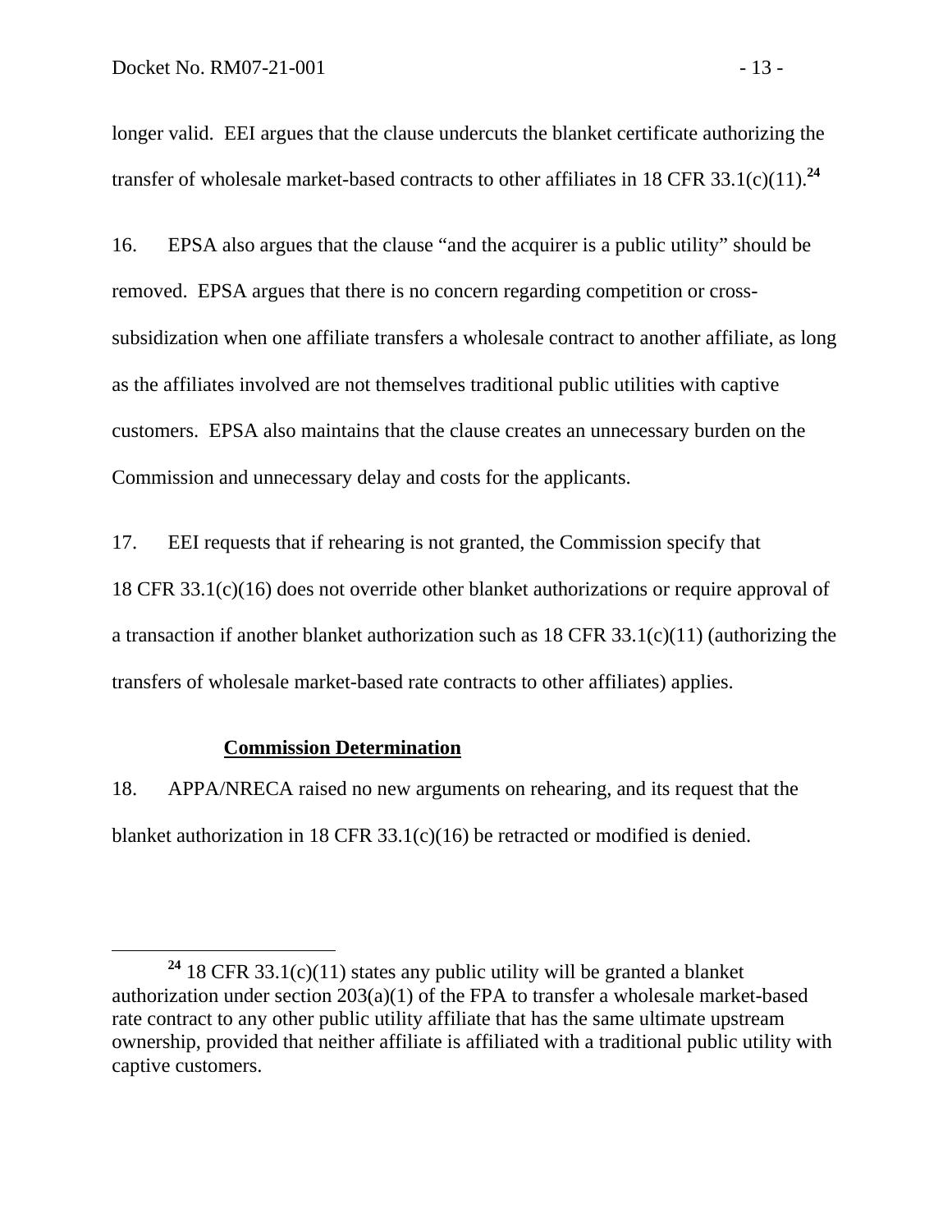longer valid. EEI argues that the clause undercuts the blanket certificate authorizing the transfer of wholesale market-based contracts to other affiliates in 18 CFR 33.1(c)(11).[24]

16. EPSA also argues that the clause "and the acquirer is a public utility" should be removed. EPSA argues that there is no concern regarding competition or cross-subsidization when one affiliate transfers a wholesale contract to another affiliate, as long as the affiliates involved are not themselves traditional public utilities with captive customers. EPSA also maintains that the clause creates an unnecessary burden on the Commission and unnecessary delay and costs for the applicants.

17. EEI requests that if rehearing is not granted, the Commission specify that 18 CFR 33.1(c)(16) does not override other blanket authorizations or require approval of a transaction if another blanket authorization such as 18 CFR 33.1(c)(11) (authorizing the transfers of wholesale market-based rate contracts to other affiliates) applies.

**Commission Determination**

18. APPA/NRECA raised no new arguments on rehearing, and its request that the blanket authorization in 18 CFR 33.1(c)(16) be retracted or modified is denied.

[24] 18 CFR 33.1(c)(11) states any public utility will be granted a blanket authorization under section 203(a)(1) of the FPA to transfer a wholesale market-based rate contract to any other public utility affiliate that has the same ultimate upstream ownership, provided that neither affiliate is affiliated with a traditional public utility with captive customers.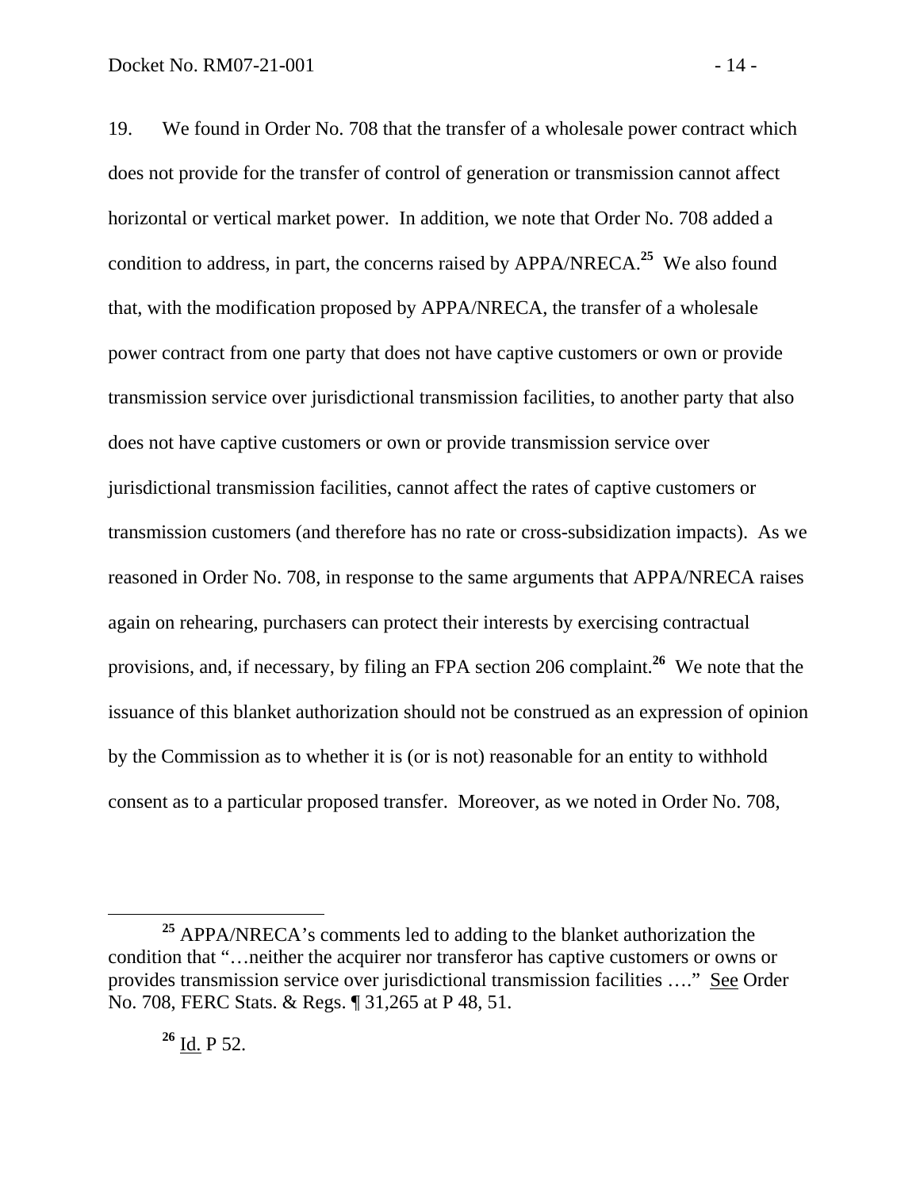19. We found in Order No. 708 that the transfer of a wholesale power contract which does not provide for the transfer of control of generation or transmission cannot affect horizontal or vertical market power. In addition, we note that Order No. 708 added a condition to address, in part, the concerns raised by APPA/NRECA.[25] We also found that, with the modification proposed by APPA/NRECA, the transfer of a wholesale power contract from one party that does not have captive customers or own or provide transmission service over jurisdictional transmission facilities, to another party that also does not have captive customers or own or provide transmission service over jurisdictional transmission facilities, cannot affect the rates of captive customers or transmission customers (and therefore has no rate or cross-subsidization impacts). As we reasoned in Order No. 708, in response to the same arguments that APPA/NRECA raises again on rehearing, purchasers can protect their interests by exercising contractual provisions, and, if necessary, by filing an FPA section 206 complaint.[26] We note that the issuance of this blanket authorization should not be construed as an expression of opinion by the Commission as to whether it is (or is not) reasonable for an entity to withhold consent as to a particular proposed transfer. Moreover, as we noted in Order No. 708,

---

[25] APPA/NRECA's comments led to adding to the blanket authorization the condition that "…neither the acquirer nor transferor has captive customers or owns or provides transmission service over jurisdictional transmission facilities …." See Order No. 708, FERC Stats. & Regs. ¶ 31,265 at P 48, 51.

[26] Id. P 52.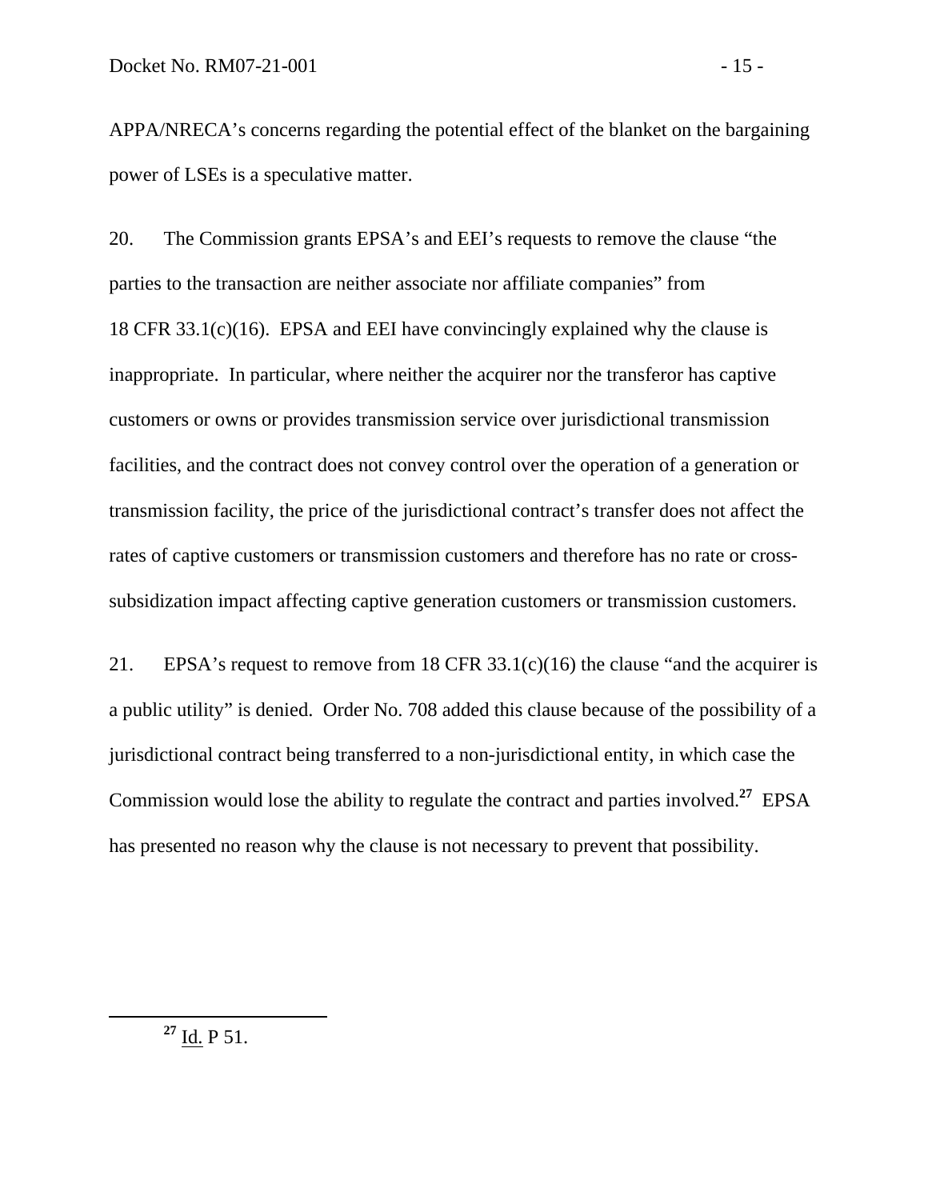APPA/NRECA's concerns regarding the potential effect of the blanket on the bargaining power of LSEs is a speculative matter.

20. The Commission grants EPSA's and EEI's requests to remove the clause "the parties to the transaction are neither associate nor affiliate companies" from 18 CFR 33.1(c)(16). EPSA and EEI have convincingly explained why the clause is inappropriate. In particular, where neither the acquirer nor the transferor has captive customers or owns or provides transmission service over jurisdictional transmission facilities, and the contract does not convey control over the operation of a generation or transmission facility, the price of the jurisdictional contract's transfer does not affect the rates of captive customers or transmission customers and therefore has no rate or cross-subsidization impact affecting captive generation customers or transmission customers.

21. EPSA's request to remove from 18 CFR 33.1(c)(16) the clause "and the acquirer is a public utility" is denied. Order No. 708 added this clause because of the possibility of a jurisdictional contract being transferred to a non-jurisdictional entity, in which case the Commission would lose the ability to regulate the contract and parties involved.[27] EPSA has presented no reason why the clause is not necessary to prevent that possibility.

---

[27] Id. P 51.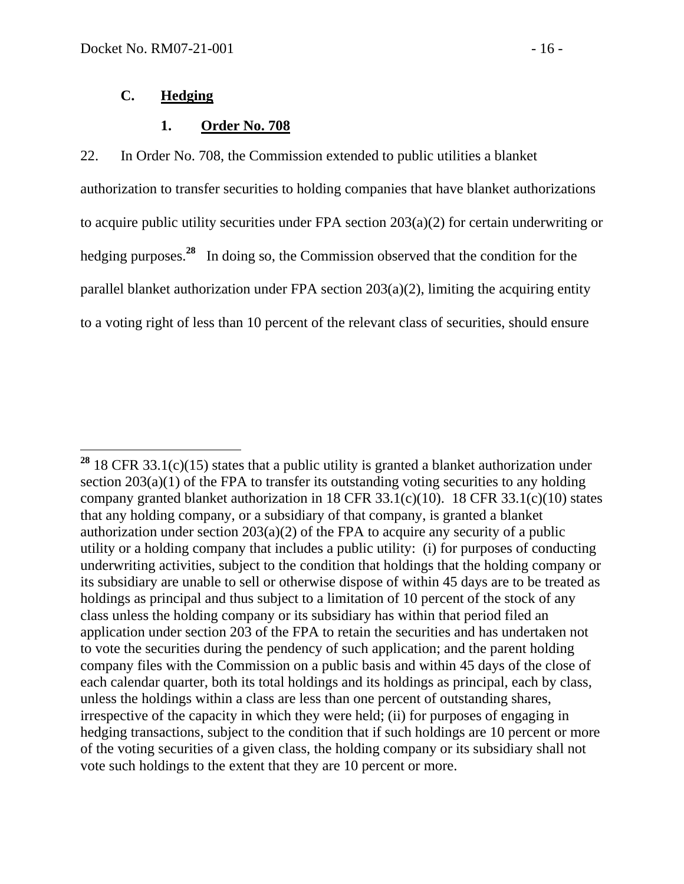### C. Hedging

#### 1. Order No. 708

22. In Order No. 708, the Commission extended to public utilities a blanket authorization to transfer securities to holding companies that have blanket authorizations to acquire public utility securities under FPA section 203(a)(2) for certain underwriting or hedging purposes.[28] In doing so, the Commission observed that the condition for the parallel blanket authorization under FPA section 203(a)(2), limiting the acquiring entity to a voting right of less than 10 percent of the relevant class of securities, should ensure

---

[28] 18 CFR 33.1(c)(15) states that a public utility is granted a blanket authorization under section 203(a)(1) of the FPA to transfer its outstanding voting securities to any holding company granted blanket authorization in 18 CFR 33.1(c)(10). 18 CFR 33.1(c)(10) states that any holding company, or a subsidiary of that company, is granted a blanket authorization under section 203(a)(2) of the FPA to acquire any security of a public utility or a holding company that includes a public utility: (i) for purposes of conducting underwriting activities, subject to the condition that holdings that the holding company or its subsidiary are unable to sell or otherwise dispose of within 45 days are to be treated as holdings as principal and thus subject to a limitation of 10 percent of the stock of any class unless the holding company or its subsidiary has within that period filed an application under section 203 of the FPA to retain the securities and has undertaken not to vote the securities during the pendency of such application; and the parent holding company files with the Commission on a public basis and within 45 days of the close of each calendar quarter, both its total holdings and its holdings as principal, each by class, unless the holdings within a class are less than one percent of outstanding shares, irrespective of the capacity in which they were held; (ii) for purposes of engaging in hedging transactions, subject to the condition that if such holdings are 10 percent or more of the voting securities of a given class, the holding company or its subsidiary shall not vote such holdings to the extent that they are 10 percent or more.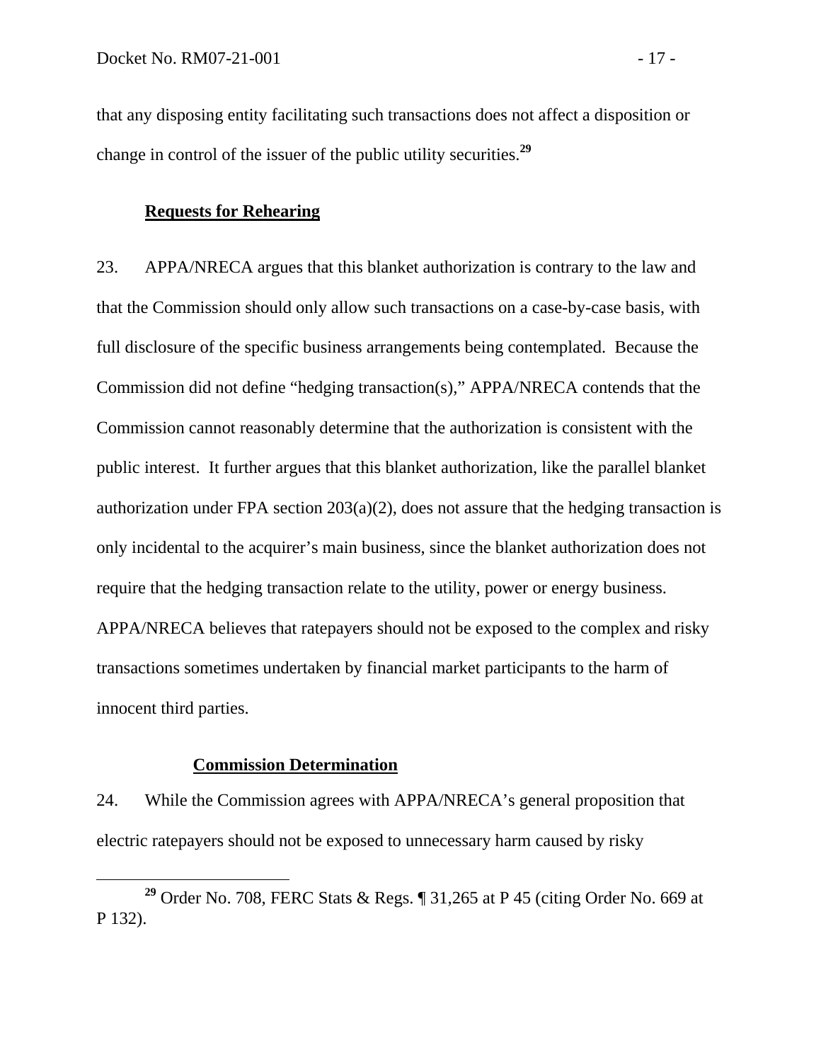that any disposing entity facilitating such transactions does not affect a disposition or change in control of the issuer of the public utility securities.[29]

### Requests for Rehearing

23. APPA/NRECA argues that this blanket authorization is contrary to the law and that the Commission should only allow such transactions on a case-by-case basis, with full disclosure of the specific business arrangements being contemplated. Because the Commission did not define "hedging transaction(s)," APPA/NRECA contends that the Commission cannot reasonably determine that the authorization is consistent with the public interest. It further argues that this blanket authorization, like the parallel blanket authorization under FPA section 203(a)(2), does not assure that the hedging transaction is only incidental to the acquirer's main business, since the blanket authorization does not require that the hedging transaction relate to the utility, power or energy business. APPA/NRECA believes that ratepayers should not be exposed to the complex and risky transactions sometimes undertaken by financial market participants to the harm of innocent third parties.

### Commission Determination

24. While the Commission agrees with APPA/NRECA's general proposition that electric ratepayers should not be exposed to unnecessary harm caused by risky

[29] Order No. 708, FERC Stats & Regs. ¶ 31,265 at P 45 (citing Order No. 669 at P 132).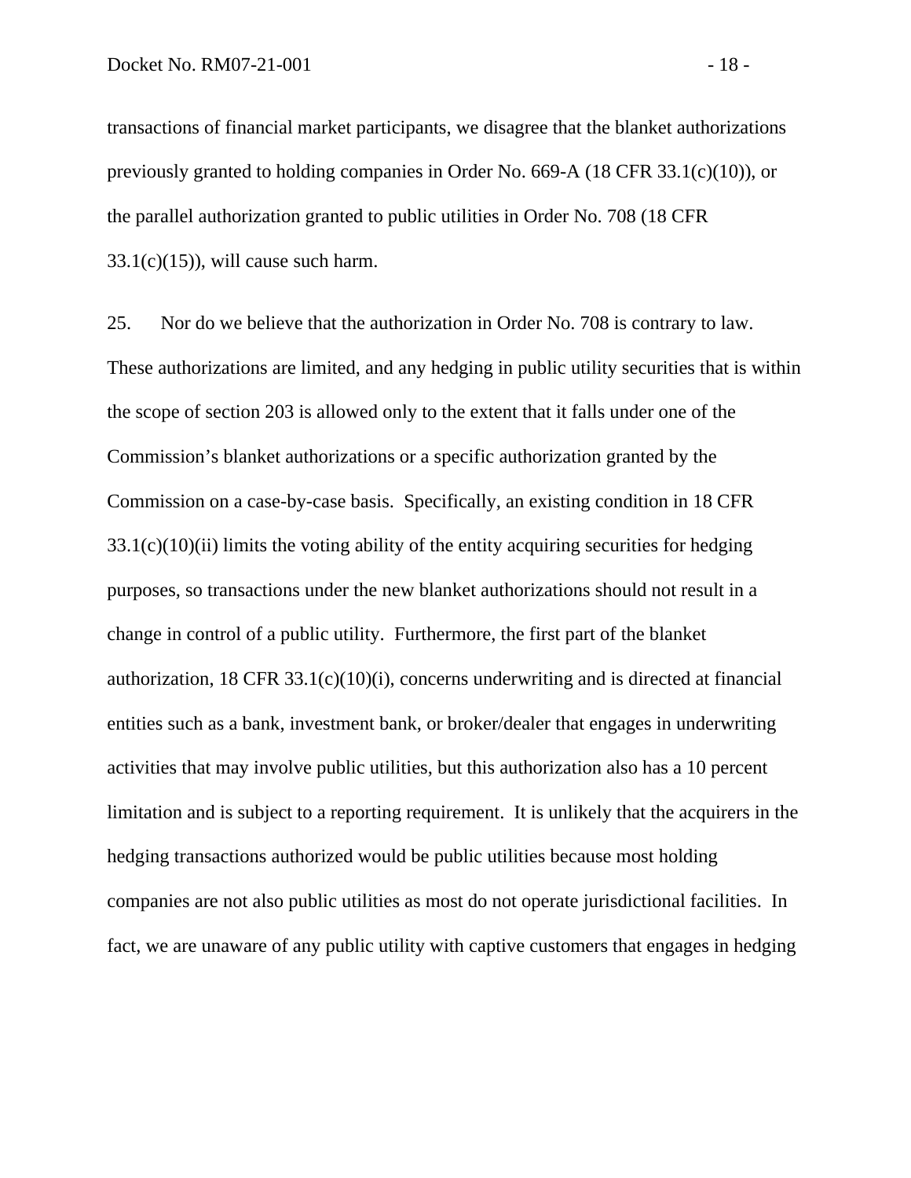transactions of financial market participants, we disagree that the blanket authorizations previously granted to holding companies in Order No. 669-A (18 CFR 33.1(c)(10)), or the parallel authorization granted to public utilities in Order No. 708 (18 CFR 33.1(c)(15)), will cause such harm.

25. Nor do we believe that the authorization in Order No. 708 is contrary to law. These authorizations are limited, and any hedging in public utility securities that is within the scope of section 203 is allowed only to the extent that it falls under one of the Commission's blanket authorizations or a specific authorization granted by the Commission on a case-by-case basis. Specifically, an existing condition in 18 CFR 33.1(c)(10)(ii) limits the voting ability of the entity acquiring securities for hedging purposes, so transactions under the new blanket authorizations should not result in a change in control of a public utility. Furthermore, the first part of the blanket authorization, 18 CFR 33.1(c)(10)(i), concerns underwriting and is directed at financial entities such as a bank, investment bank, or broker/dealer that engages in underwriting activities that may involve public utilities, but this authorization also has a 10 percent limitation and is subject to a reporting requirement. It is unlikely that the acquirers in the hedging transactions authorized would be public utilities because most holding companies are not also public utilities as most do not operate jurisdictional facilities. In fact, we are unaware of any public utility with captive customers that engages in hedging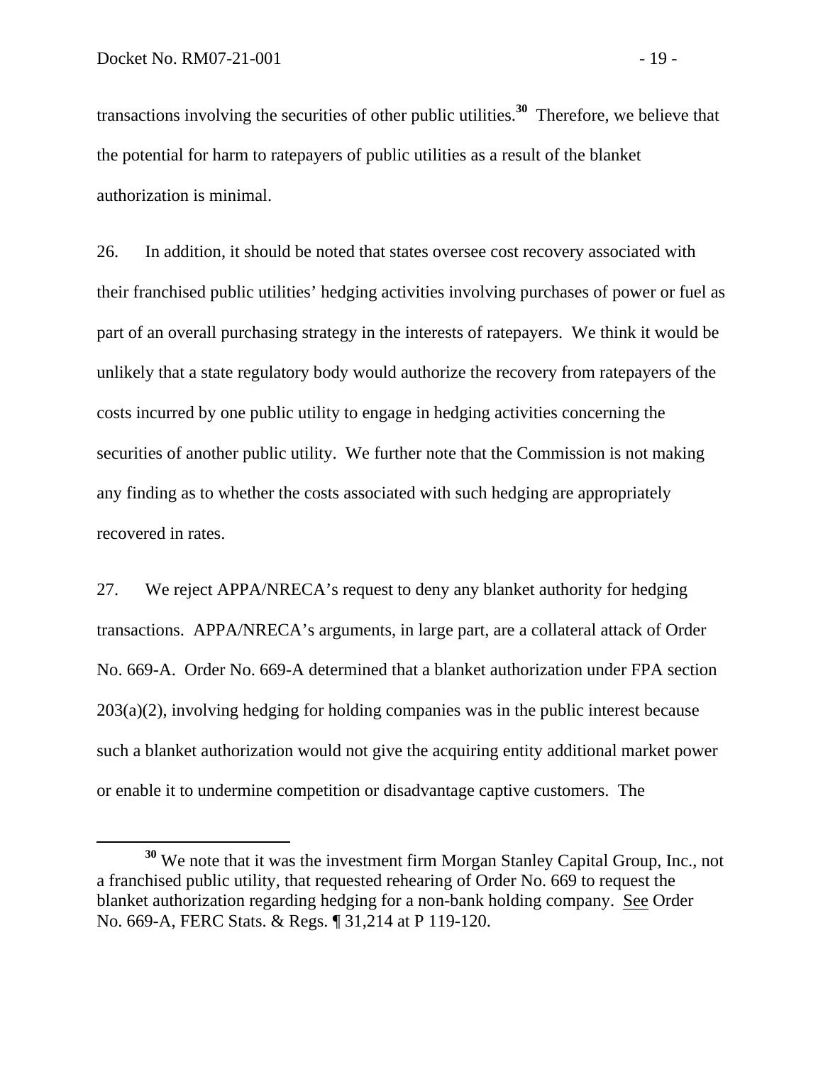transactions involving the securities of other public utilities.[30] Therefore, we believe that the potential for harm to ratepayers of public utilities as a result of the blanket authorization is minimal.

26. In addition, it should be noted that states oversee cost recovery associated with their franchised public utilities' hedging activities involving purchases of power or fuel as part of an overall purchasing strategy in the interests of ratepayers. We think it would be unlikely that a state regulatory body would authorize the recovery from ratepayers of the costs incurred by one public utility to engage in hedging activities concerning the securities of another public utility. We further note that the Commission is not making any finding as to whether the costs associated with such hedging are appropriately recovered in rates.

27. We reject APPA/NRECA's request to deny any blanket authority for hedging transactions. APPA/NRECA's arguments, in large part, are a collateral attack of Order No. 669-A. Order No. 669-A determined that a blanket authorization under FPA section 203(a)(2), involving hedging for holding companies was in the public interest because such a blanket authorization would not give the acquiring entity additional market power or enable it to undermine competition or disadvantage captive customers. The

[30] We note that it was the investment firm Morgan Stanley Capital Group, Inc., not a franchised public utility, that requested rehearing of Order No. 669 to request the blanket authorization regarding hedging for a non-bank holding company. See Order No. 669-A, FERC Stats. & Regs. ¶ 31,214 at P 119-120.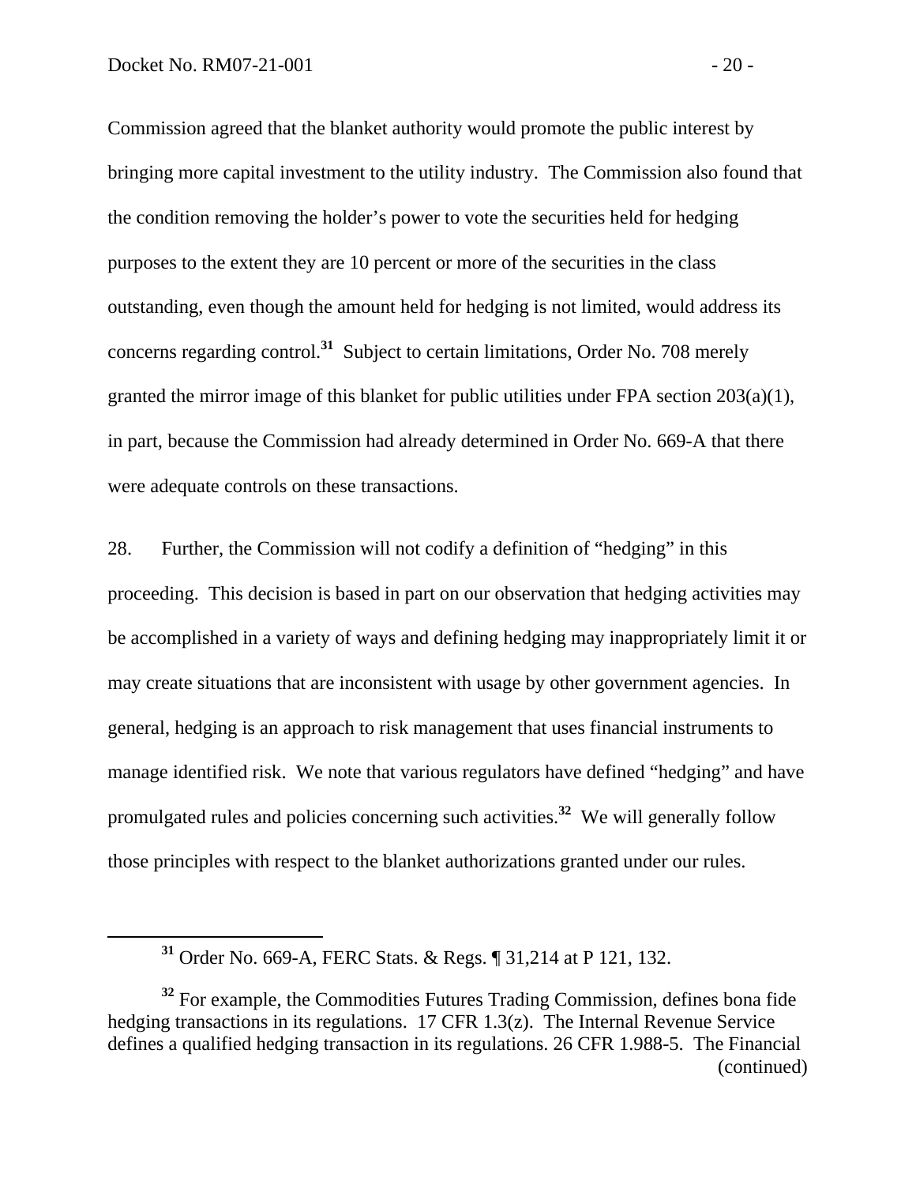Commission agreed that the blanket authority would promote the public interest by bringing more capital investment to the utility industry. The Commission also found that the condition removing the holder's power to vote the securities held for hedging purposes to the extent they are 10 percent or more of the securities in the class outstanding, even though the amount held for hedging is not limited, would address its concerns regarding control.[31] Subject to certain limitations, Order No. 708 merely granted the mirror image of this blanket for public utilities under FPA section 203(a)(1), in part, because the Commission had already determined in Order No. 669-A that there were adequate controls on these transactions.

28. Further, the Commission will not codify a definition of "hedging" in this proceeding. This decision is based in part on our observation that hedging activities may be accomplished in a variety of ways and defining hedging may inappropriately limit it or may create situations that are inconsistent with usage by other government agencies. In general, hedging is an approach to risk management that uses financial instruments to manage identified risk. We note that various regulators have defined "hedging" and have promulgated rules and policies concerning such activities.[32] We will generally follow those principles with respect to the blanket authorizations granted under our rules.

---

[31] Order No. 669-A, FERC Stats. & Regs. ¶ 31,214 at P 121, 132.

[32] For example, the Commodities Futures Trading Commission, defines bona fide hedging transactions in its regulations. 17 CFR 1.3(z). The Internal Revenue Service defines a qualified hedging transaction in its regulations. 26 CFR 1.988-5. The Financial (continued)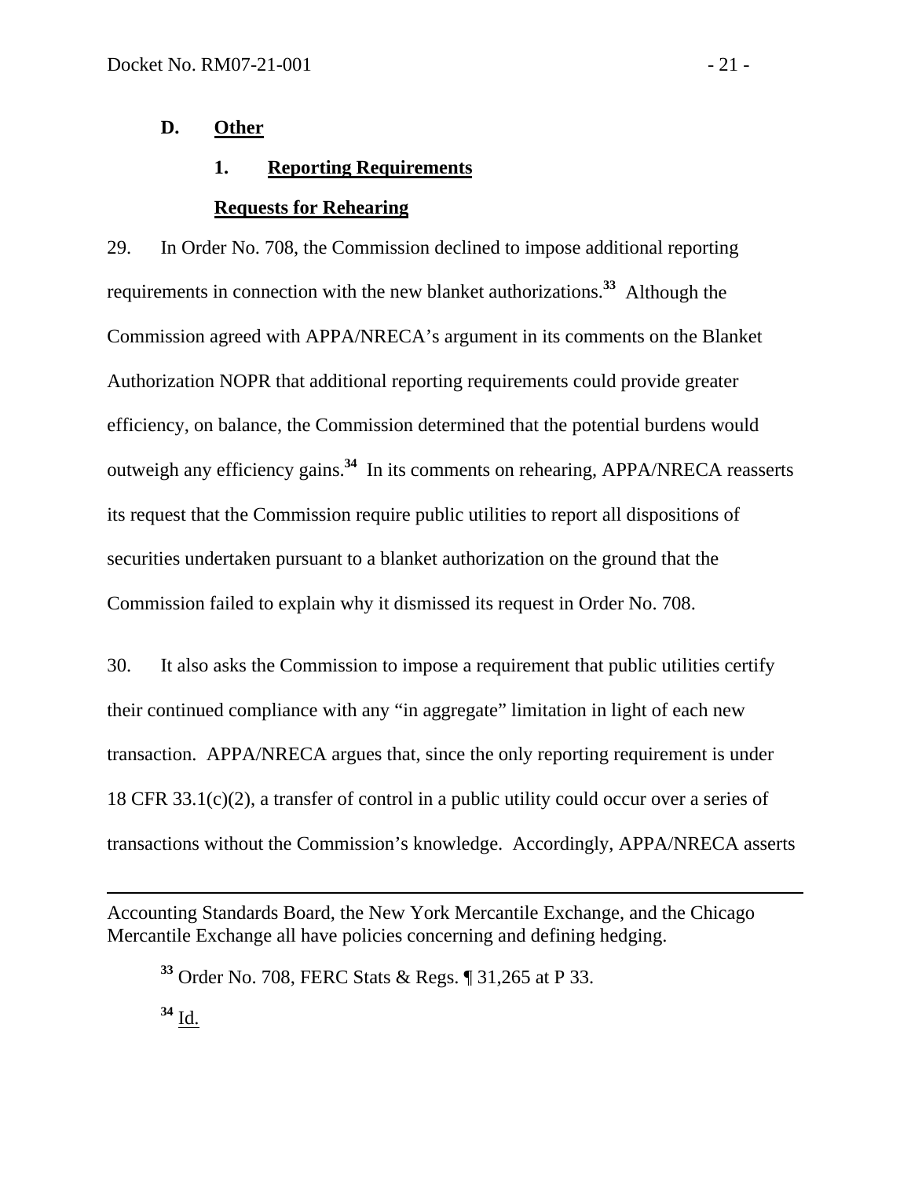### D. Other

#### 1. Reporting Requirements

**Requests for Rehearing**

29. In Order No. 708, the Commission declined to impose additional reporting requirements in connection with the new blanket authorizations.[33] Although the Commission agreed with APPA/NRECA's argument in its comments on the Blanket Authorization NOPR that additional reporting requirements could provide greater efficiency, on balance, the Commission determined that the potential burdens would outweigh any efficiency gains.[34] In its comments on rehearing, APPA/NRECA reasserts its request that the Commission require public utilities to report all dispositions of securities undertaken pursuant to a blanket authorization on the ground that the Commission failed to explain why it dismissed its request in Order No. 708.

30. It also asks the Commission to impose a requirement that public utilities certify their continued compliance with any "in aggregate" limitation in light of each new transaction. APPA/NRECA argues that, since the only reporting requirement is under 18 CFR 33.1(c)(2), a transfer of control in a public utility could occur over a series of transactions without the Commission's knowledge. Accordingly, APPA/NRECA asserts

---

Accounting Standards Board, the New York Mercantile Exchange, and the Chicago Mercantile Exchange all have policies concerning and defining hedging.

[33] Order No. 708, FERC Stats & Regs. ¶ 31,265 at P 33.

[34] Id.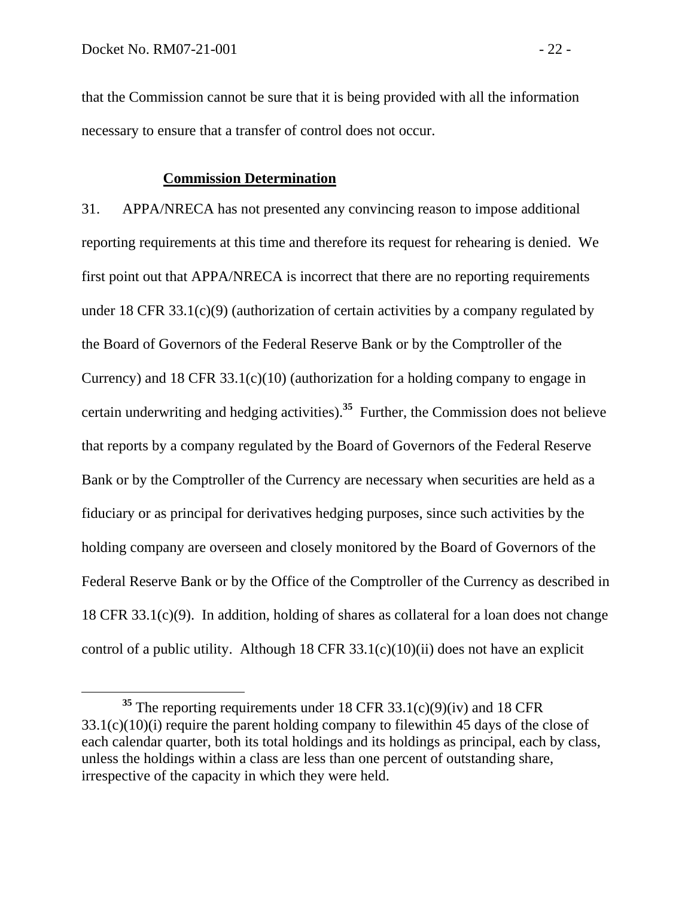that the Commission cannot be sure that it is being provided with all the information necessary to ensure that a transfer of control does not occur.

### Commission Determination

31. APPA/NRECA has not presented any convincing reason to impose additional reporting requirements at this time and therefore its request for rehearing is denied. We first point out that APPA/NRECA is incorrect that there are no reporting requirements under 18 CFR 33.1(c)(9) (authorization of certain activities by a company regulated by the Board of Governors of the Federal Reserve Bank or by the Comptroller of the Currency) and 18 CFR 33.1(c)(10) (authorization for a holding company to engage in certain underwriting and hedging activities).[35] Further, the Commission does not believe that reports by a company regulated by the Board of Governors of the Federal Reserve Bank or by the Comptroller of the Currency are necessary when securities are held as a fiduciary or as principal for derivatives hedging purposes, since such activities by the holding company are overseen and closely monitored by the Board of Governors of the Federal Reserve Bank or by the Office of the Comptroller of the Currency as described in 18 CFR 33.1(c)(9). In addition, holding of shares as collateral for a loan does not change control of a public utility. Although 18 CFR 33.1(c)(10)(ii) does not have an explicit

[35] The reporting requirements under 18 CFR 33.1(c)(9)(iv) and 18 CFR 33.1(c)(10)(i) require the parent holding company to filewithin 45 days of the close of each calendar quarter, both its total holdings and its holdings as principal, each by class, unless the holdings within a class are less than one percent of outstanding share, irrespective of the capacity in which they were held.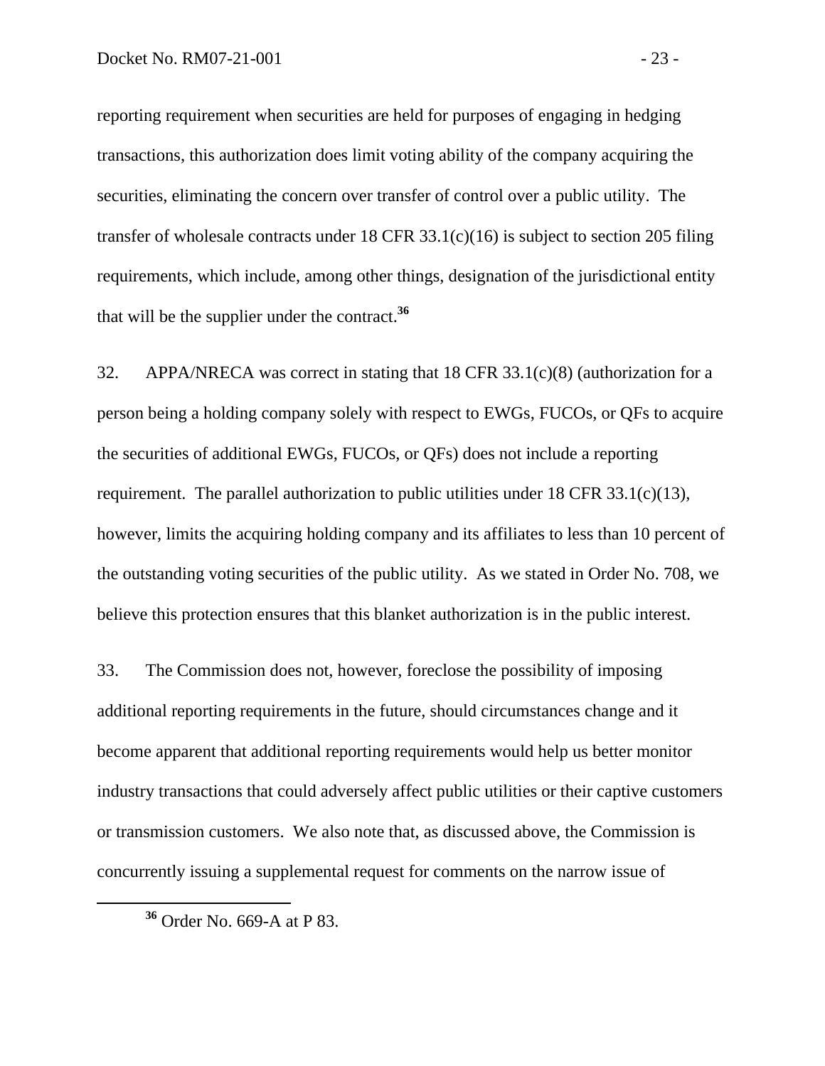reporting requirement when securities are held for purposes of engaging in hedging transactions, this authorization does limit voting ability of the company acquiring the securities, eliminating the concern over transfer of control over a public utility. The transfer of wholesale contracts under 18 CFR 33.1(c)(16) is subject to section 205 filing requirements, which include, among other things, designation of the jurisdictional entity that will be the supplier under the contract.[36]

32. APPA/NRECA was correct in stating that 18 CFR 33.1(c)(8) (authorization for a person being a holding company solely with respect to EWGs, FUCOs, or QFs to acquire the securities of additional EWGs, FUCOs, or QFs) does not include a reporting requirement. The parallel authorization to public utilities under 18 CFR 33.1(c)(13), however, limits the acquiring holding company and its affiliates to less than 10 percent of the outstanding voting securities of the public utility. As we stated in Order No. 708, we believe this protection ensures that this blanket authorization is in the public interest.

33. The Commission does not, however, foreclose the possibility of imposing additional reporting requirements in the future, should circumstances change and it become apparent that additional reporting requirements would help us better monitor industry transactions that could adversely affect public utilities or their captive customers or transmission customers. We also note that, as discussed above, the Commission is concurrently issuing a supplemental request for comments on the narrow issue of

[36] Order No. 669-A at P 83.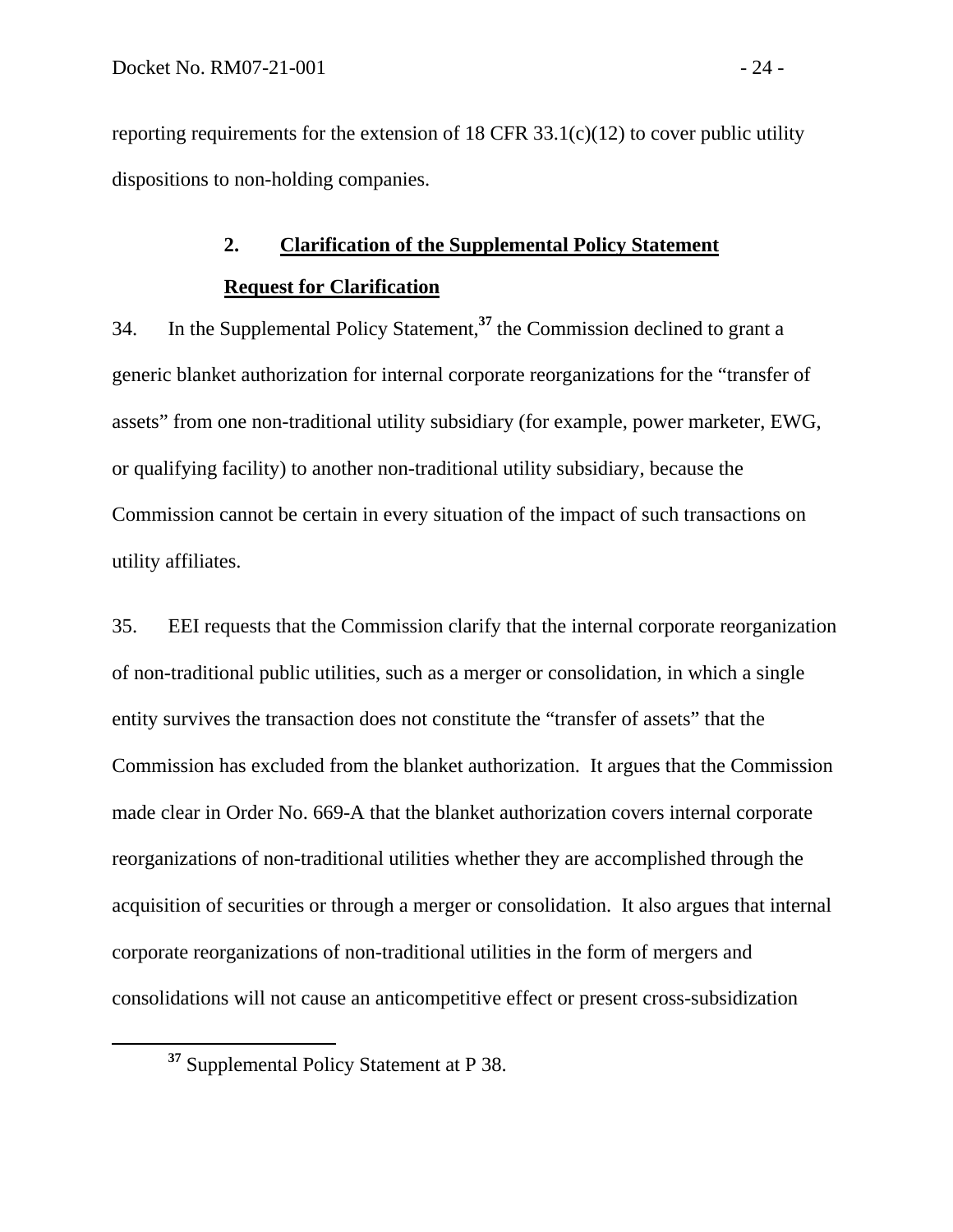reporting requirements for the extension of 18 CFR 33.1(c)(12) to cover public utility dispositions to non-holding companies.

### 2. Clarification of the Supplemental Policy Statement

**Request for Clarification**

34. In the Supplemental Policy Statement,[37] the Commission declined to grant a generic blanket authorization for internal corporate reorganizations for the "transfer of assets" from one non-traditional utility subsidiary (for example, power marketer, EWG, or qualifying facility) to another non-traditional utility subsidiary, because the Commission cannot be certain in every situation of the impact of such transactions on utility affiliates.

35. EEI requests that the Commission clarify that the internal corporate reorganization of non-traditional public utilities, such as a merger or consolidation, in which a single entity survives the transaction does not constitute the "transfer of assets" that the Commission has excluded from the blanket authorization. It argues that the Commission made clear in Order No. 669-A that the blanket authorization covers internal corporate reorganizations of non-traditional utilities whether they are accomplished through the acquisition of securities or through a merger or consolidation. It also argues that internal corporate reorganizations of non-traditional utilities in the form of mergers and consolidations will not cause an anticompetitive effect or present cross-subsidization

[37] Supplemental Policy Statement at P 38.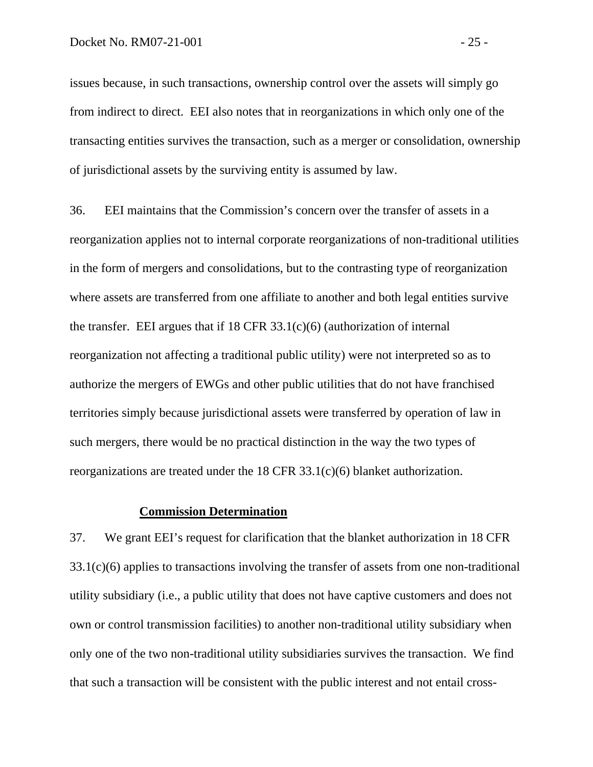issues because, in such transactions, ownership control over the assets will simply go from indirect to direct. EEI also notes that in reorganizations in which only one of the transacting entities survives the transaction, such as a merger or consolidation, ownership of jurisdictional assets by the surviving entity is assumed by law.

36. EEI maintains that the Commission's concern over the transfer of assets in a reorganization applies not to internal corporate reorganizations of non-traditional utilities in the form of mergers and consolidations, but to the contrasting type of reorganization where assets are transferred from one affiliate to another and both legal entities survive the transfer. EEI argues that if 18 CFR 33.1(c)(6) (authorization of internal reorganization not affecting a traditional public utility) were not interpreted so as to authorize the mergers of EWGs and other public utilities that do not have franchised territories simply because jurisdictional assets were transferred by operation of law in such mergers, there would be no practical distinction in the way the two types of reorganizations are treated under the 18 CFR 33.1(c)(6) blanket authorization.

**Commission Determination**

37. We grant EEI's request for clarification that the blanket authorization in 18 CFR 33.1(c)(6) applies to transactions involving the transfer of assets from one non-traditional utility subsidiary (i.e., a public utility that does not have captive customers and does not own or control transmission facilities) to another non-traditional utility subsidiary when only one of the two non-traditional utility subsidiaries survives the transaction. We find that such a transaction will be consistent with the public interest and not entail cross-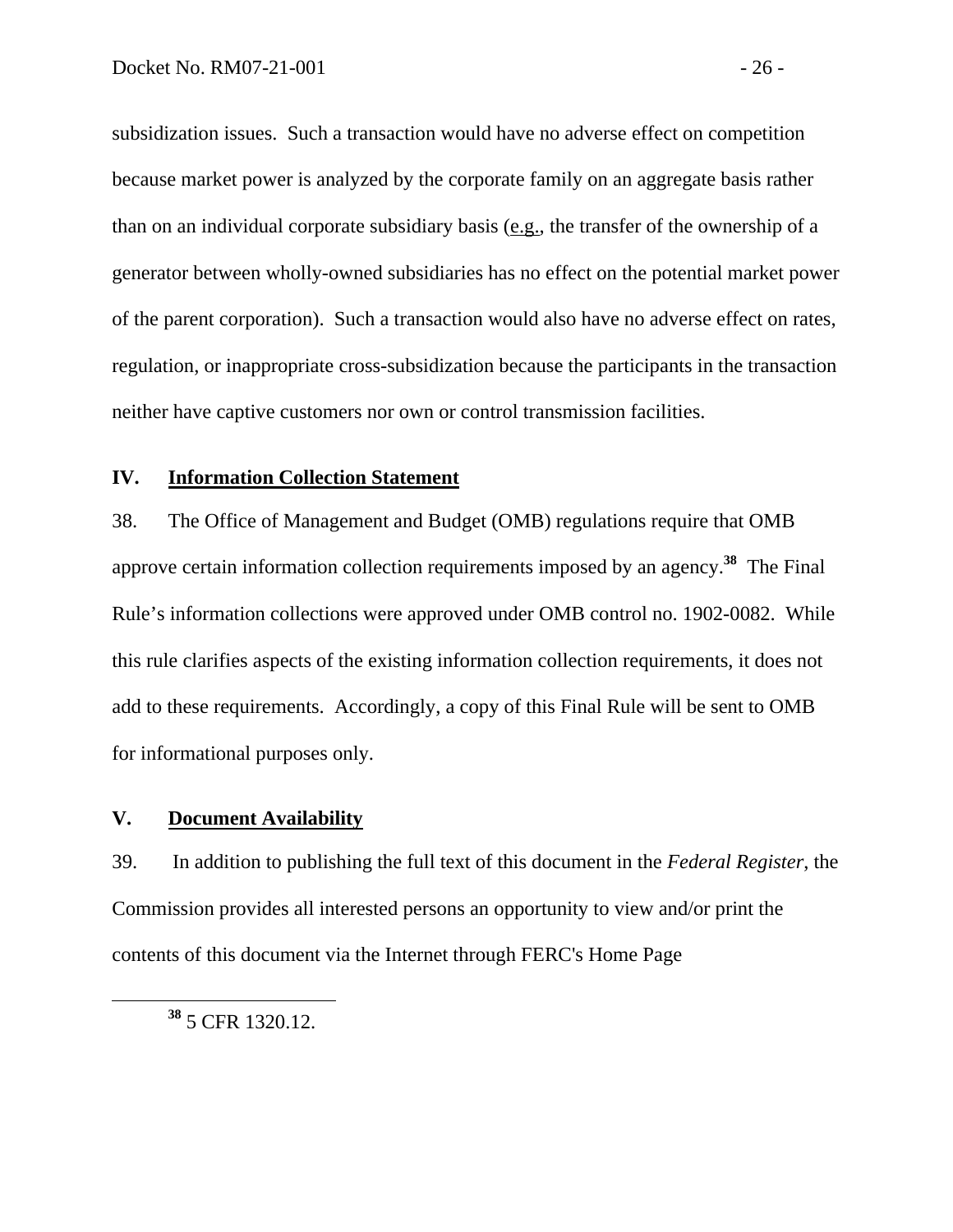subsidization issues. Such a transaction would have no adverse effect on competition because market power is analyzed by the corporate family on an aggregate basis rather than on an individual corporate subsidiary basis (e.g., the transfer of the ownership of a generator between wholly-owned subsidiaries has no effect on the potential market power of the parent corporation). Such a transaction would also have no adverse effect on rates, regulation, or inappropriate cross-subsidization because the participants in the transaction neither have captive customers nor own or control transmission facilities.

## IV. Information Collection Statement

38. The Office of Management and Budget (OMB) regulations require that OMB approve certain information collection requirements imposed by an agency.[38] The Final Rule's information collections were approved under OMB control no. 1902-0082. While this rule clarifies aspects of the existing information collection requirements, it does not add to these requirements. Accordingly, a copy of this Final Rule will be sent to OMB for informational purposes only.

## V. Document Availability

39. In addition to publishing the full text of this document in the *Federal Register*, the Commission provides all interested persons an opportunity to view and/or print the contents of this document via the Internet through FERC's Home Page

---

[38] 5 CFR 1320.12.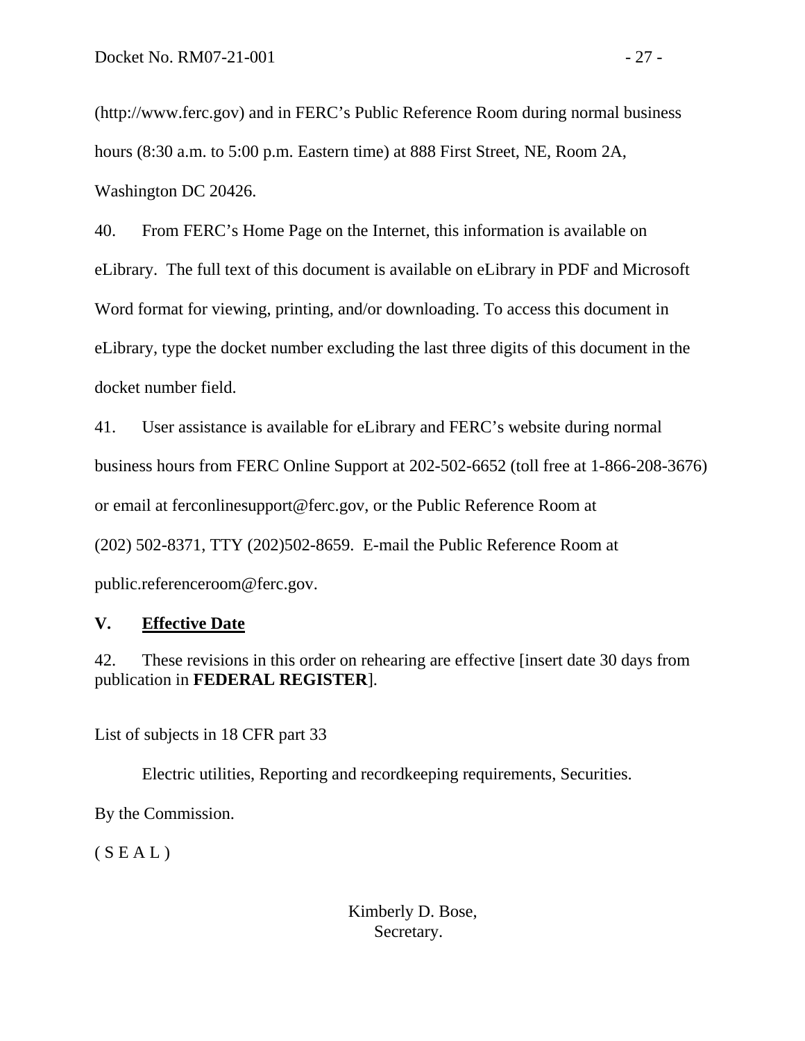(http://www.ferc.gov) and in FERC's Public Reference Room during normal business hours (8:30 a.m. to 5:00 p.m. Eastern time) at 888 First Street, NE, Room 2A, Washington DC 20426.

40. From FERC's Home Page on the Internet, this information is available on eLibrary. The full text of this document is available on eLibrary in PDF and Microsoft Word format for viewing, printing, and/or downloading. To access this document in eLibrary, type the docket number excluding the last three digits of this document in the docket number field.

41. User assistance is available for eLibrary and FERC's website during normal business hours from FERC Online Support at 202-502-6652 (toll free at 1-866-208-3676) or email at ferconlinesupport@ferc.gov, or the Public Reference Room at (202) 502-8371, TTY (202)502-8659. E-mail the Public Reference Room at public.referenceroom@ferc.gov.

## V. Effective Date

42. These revisions in this order on rehearing are effective [insert date 30 days from publication in **FEDERAL REGISTER**].

List of subjects in 18 CFR part 33

Electric utilities, Reporting and recordkeeping requirements, Securities.

By the Commission.

( S E A L )

Kimberly D. Bose,
Secretary.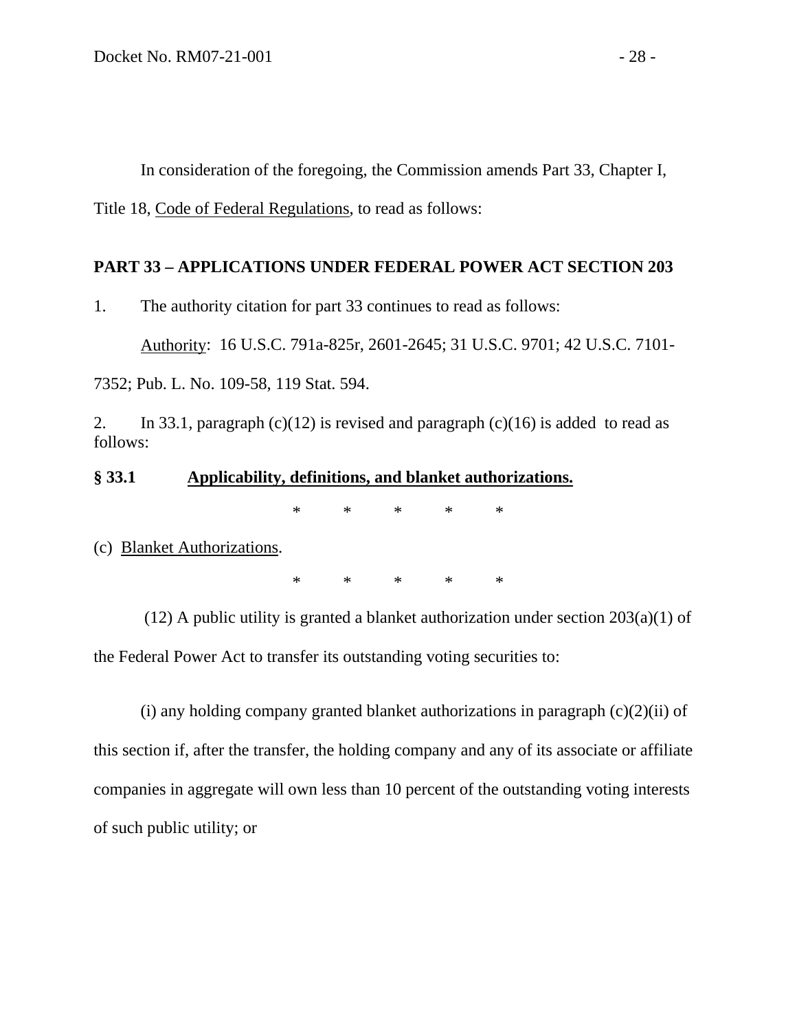In consideration of the foregoing, the Commission amends Part 33, Chapter I, Title 18, Code of Federal Regulations, to read as follows:

**PART 33 – APPLICATIONS UNDER FEDERAL POWER ACT SECTION 203**

1. The authority citation for part 33 continues to read as follows:

Authority: 16 U.S.C. 791a-825r, 2601-2645; 31 U.S.C. 9701; 42 U.S.C. 7101-7352; Pub. L. No. 109-58, 119 Stat. 594.

2. In 33.1, paragraph (c)(12) is revised and paragraph (c)(16) is added to read as follows:

**§ 33.1 Applicability, definitions, and blanket authorizations.**

\* \* \* \* \*

(c) Blanket Authorizations.

\* \* \* \* \*

(12) A public utility is granted a blanket authorization under section 203(a)(1) of the Federal Power Act to transfer its outstanding voting securities to:

(i) any holding company granted blanket authorizations in paragraph (c)(2)(ii) of this section if, after the transfer, the holding company and any of its associate or affiliate companies in aggregate will own less than 10 percent of the outstanding voting interests of such public utility; or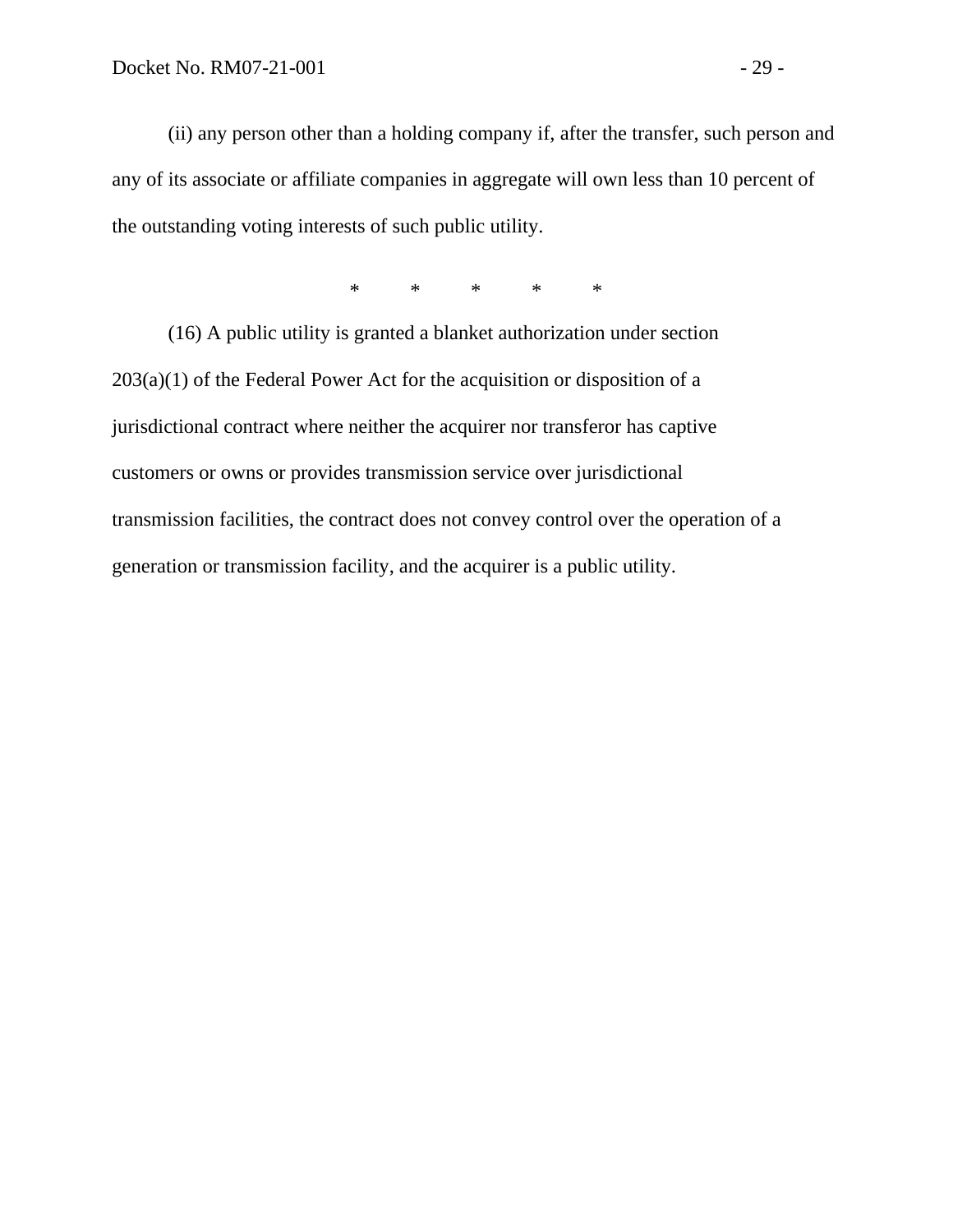(ii) any person other than a holding company if, after the transfer, such person and any of its associate or affiliate companies in aggregate will own less than 10 percent of the outstanding voting interests of such public utility.

\* \* \* \* \*

(16) A public utility is granted a blanket authorization under section 203(a)(1) of the Federal Power Act for the acquisition or disposition of a jurisdictional contract where neither the acquirer nor transferor has captive customers or owns or provides transmission service over jurisdictional transmission facilities, the contract does not convey control over the operation of a generation or transmission facility, and the acquirer is a public utility.